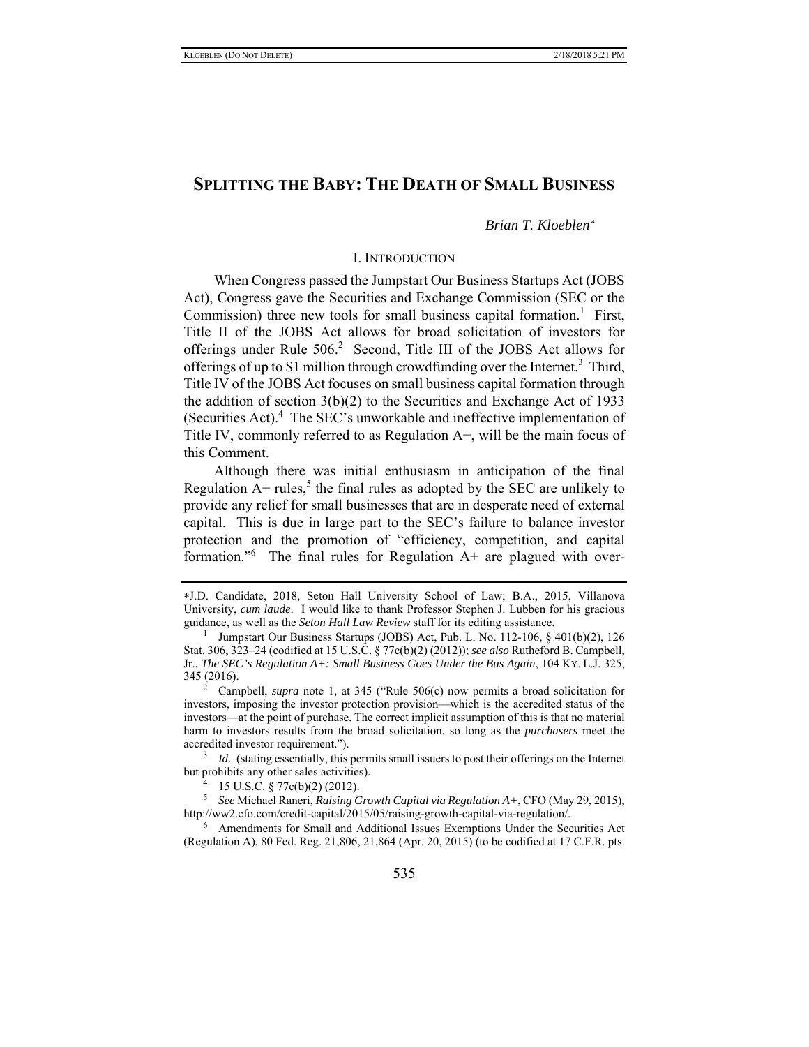# SPLITTING THE BABY: THE DEATH OF SMALL BUSINESS

*Brian T. Kloeblen*[*]

## I. INTRODUCTION

When Congress passed the Jumpstart Our Business Startups Act (JOBS Act), Congress gave the Securities and Exchange Commission (SEC or the Commission) three new tools for small business capital formation.[1] First, Title II of the JOBS Act allows for broad solicitation of investors for offerings under Rule 506.[2] Second, Title III of the JOBS Act allows for offerings of up to $1 million through crowdfunding over the Internet.[3] Third, Title IV of the JOBS Act focuses on small business capital formation through the addition of section 3(b)(2) to the Securities and Exchange Act of 1933 (Securities Act).[4] The SEC's unworkable and ineffective implementation of Title IV, commonly referred to as Regulation A+, will be the main focus of this Comment.

Although there was initial enthusiasm in anticipation of the final Regulation A+ rules,[5] the final rules as adopted by the SEC are unlikely to provide any relief for small businesses that are in desperate need of external capital. This is due in large part to the SEC's failure to balance investor protection and the promotion of "efficiency, competition, and capital formation."[6] The final rules for Regulation A+ are plagued with over-

---

[*] J.D. Candidate, 2018, Seton Hall University School of Law; B.A., 2015, Villanova University, *cum laude*. I would like to thank Professor Stephen J. Lubben for his gracious guidance, as well as the *Seton Hall Law Review* staff for its editing assistance.

[1] Jumpstart Our Business Startups (JOBS) Act, Pub. L. No. 112-106, § 401(b)(2), 126 Stat. 306, 323–24 (codified at 15 U.S.C. § 77c(b)(2) (2012)); *see also* Rutheford B. Campbell, Jr., *The SEC's Regulation A+: Small Business Goes Under the Bus Again*, 104 KY. L.J. 325, 345 (2016).

[2] Campbell, *supra* note 1, at 345 ("Rule 506(c) now permits a broad solicitation for investors, imposing the investor protection provision—which is the accredited status of the investors—at the point of purchase. The correct implicit assumption of this is that no material harm to investors results from the broad solicitation, so long as the *purchasers* meet the accredited investor requirement.").

[3] *Id.* (stating essentially, this permits small issuers to post their offerings on the Internet but prohibits any other sales activities).

[4] 15 U.S.C. § 77c(b)(2) (2012).

[5] *See* Michael Raneri, *Raising Growth Capital via Regulation A+*, CFO (May 29, 2015), http://ww2.cfo.com/credit-capital/2015/05/raising-growth-capital-via-regulation/.

[6] Amendments for Small and Additional Issues Exemptions Under the Securities Act (Regulation A), 80 Fed. Reg. 21,806, 21,864 (Apr. 20, 2015) (to be codified at 17 C.F.R. pts.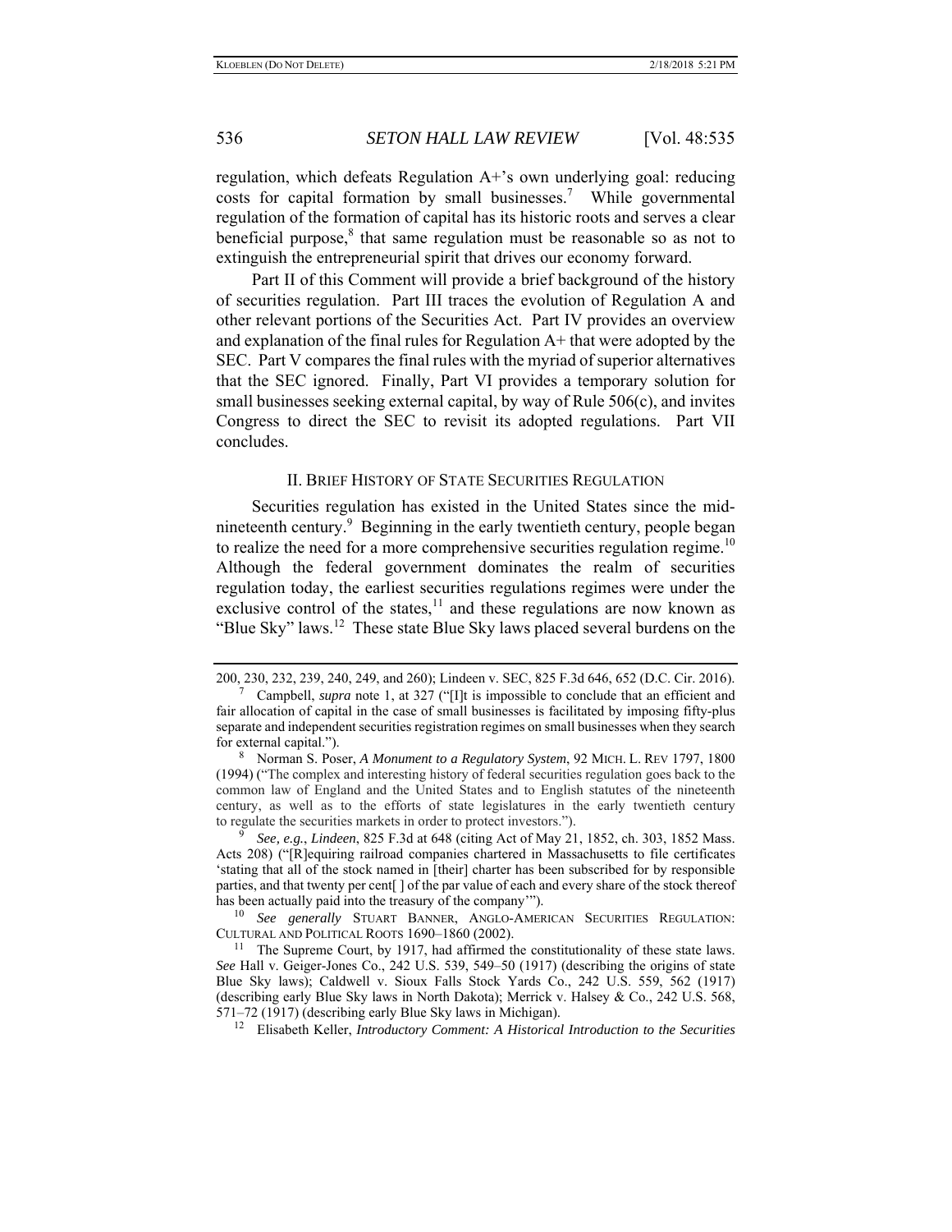regulation, which defeats Regulation A+'s own underlying goal: reducing costs for capital formation by small businesses.[7] While governmental regulation of the formation of capital has its historic roots and serves a clear beneficial purpose,[8] that same regulation must be reasonable so as not to extinguish the entrepreneurial spirit that drives our economy forward.

Part II of this Comment will provide a brief background of the history of securities regulation. Part III traces the evolution of Regulation A and other relevant portions of the Securities Act. Part IV provides an overview and explanation of the final rules for Regulation A+ that were adopted by the SEC. Part V compares the final rules with the myriad of superior alternatives that the SEC ignored. Finally, Part VI provides a temporary solution for small businesses seeking external capital, by way of Rule 506(c), and invites Congress to direct the SEC to revisit its adopted regulations. Part VII concludes.

## II. BRIEF HISTORY OF STATE SECURITIES REGULATION

Securities regulation has existed in the United States since the mid-nineteenth century.[9] Beginning in the early twentieth century, people began to realize the need for a more comprehensive securities regulation regime.[10] Although the federal government dominates the realm of securities regulation today, the earliest securities regulations regimes were under the exclusive control of the states,[11] and these regulations are now known as "Blue Sky" laws.[12] These state Blue Sky laws placed several burdens on the

---

200, 230, 232, 239, 240, 249, and 260); Lindeen v. SEC, 825 F.3d 646, 652 (D.C. Cir. 2016).

[7] Campbell, *supra* note 1, at 327 ("[I]t is impossible to conclude that an efficient and fair allocation of capital in the case of small businesses is facilitated by imposing fifty-plus separate and independent securities registration regimes on small businesses when they search for external capital.").

[8] Norman S. Poser, *A Monument to a Regulatory System*, 92 MICH. L. REV 1797, 1800 (1994) ("The complex and interesting history of federal securities regulation goes back to the common law of England and the United States and to English statutes of the nineteenth century, as well as to the efforts of state legislatures in the early twentieth century to regulate the securities markets in order to protect investors.").

[9] *See, e.g.*, *Lindeen*, 825 F.3d at 648 (citing Act of May 21, 1852, ch. 303, 1852 Mass. Acts 208) ("[R]equiring railroad companies chartered in Massachusetts to file certificates 'stating that all of the stock named in [their] charter has been subscribed for by responsible parties, and that twenty per cent[ ] of the par value of each and every share of the stock thereof has been actually paid into the treasury of the company'").

[10] *See generally* STUART BANNER, ANGLO-AMERICAN SECURITIES REGULATION: CULTURAL AND POLITICAL ROOTS 1690–1860 (2002).

[11] The Supreme Court, by 1917, had affirmed the constitutionality of these state laws. *See* Hall v. Geiger-Jones Co., 242 U.S. 539, 549–50 (1917) (describing the origins of state Blue Sky laws); Caldwell v. Sioux Falls Stock Yards Co., 242 U.S. 559, 562 (1917) (describing early Blue Sky laws in North Dakota); Merrick v. Halsey & Co., 242 U.S. 568, 571–72 (1917) (describing early Blue Sky laws in Michigan).

[12] Elisabeth Keller, *Introductory Comment: A Historical Introduction to the Securities*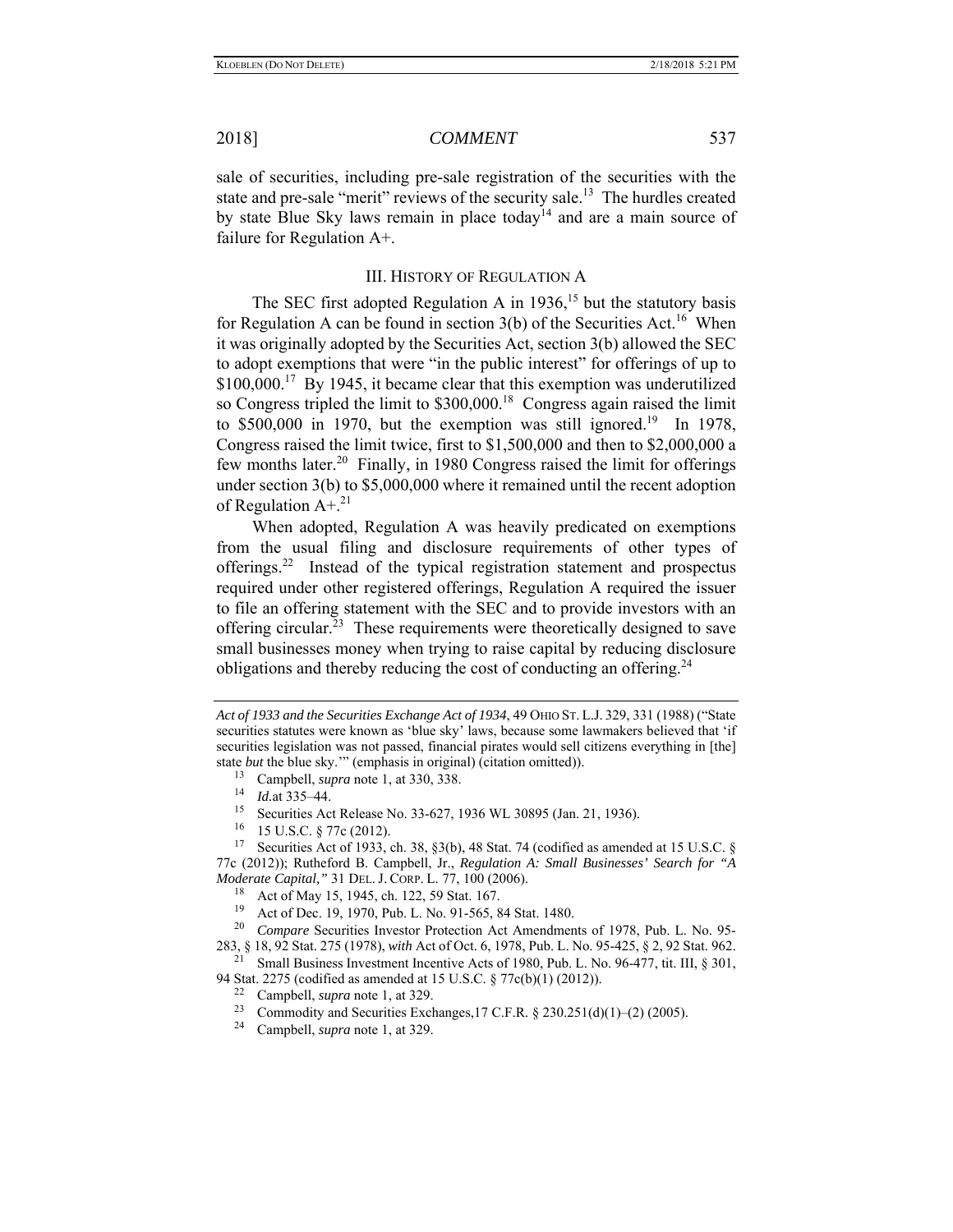sale of securities, including pre-sale registration of the securities with the state and pre-sale "merit" reviews of the security sale.[13] The hurdles created by state Blue Sky laws remain in place today[14] and are a main source of failure for Regulation A+.

## III. History of Regulation A

The SEC first adopted Regulation A in 1936,[15] but the statutory basis for Regulation A can be found in section 3(b) of the Securities Act.[16] When it was originally adopted by the Securities Act, section 3(b) allowed the SEC to adopt exemptions that were "in the public interest" for offerings of up to $100,000.[17] By 1945, it became clear that this exemption was underutilized so Congress tripled the limit to $300,000.[18] Congress again raised the limit to $500,000 in 1970, but the exemption was still ignored.[19] In 1978, Congress raised the limit twice, first to $1,500,000 and then to $2,000,000 a few months later.[20] Finally, in 1980 Congress raised the limit for offerings under section 3(b) to $5,000,000 where it remained until the recent adoption of Regulation A+.[21]

When adopted, Regulation A was heavily predicated on exemptions from the usual filing and disclosure requirements of other types of offerings.[22] Instead of the typical registration statement and prospectus required under other registered offerings, Regulation A required the issuer to file an offering statement with the SEC and to provide investors with an offering circular.[23] These requirements were theoretically designed to save small businesses money when trying to raise capital by reducing disclosure obligations and thereby reducing the cost of conducting an offering.[24]

---

*Act of 1933 and the Securities Exchange Act of 1934*, 49 Ohio St. L.J. 329, 331 (1988) ("State securities statutes were known as 'blue sky' laws, because some lawmakers believed that 'if securities legislation was not passed, financial pirates would sell citizens everything in [the] state *but* the blue sky.'" (emphasis in original) (citation omitted)).

[13] Campbell, *supra* note 1, at 330, 338.

[14] *Id.*at 335–44.

[15] Securities Act Release No. 33-627, 1936 WL 30895 (Jan. 21, 1936).

[16] 15 U.S.C. § 77c (2012).

[17] Securities Act of 1933, ch. 38, §3(b), 48 Stat. 74 (codified as amended at 15 U.S.C. § 77c (2012)); Rutheford B. Campbell, Jr., *Regulation A: Small Businesses' Search for "A Moderate Capital,"* 31 Del. J. Corp. L. 77, 100 (2006).

[18] Act of May 15, 1945, ch. 122, 59 Stat. 167.

[19] Act of Dec. 19, 1970, Pub. L. No. 91-565, 84 Stat. 1480.

[20] *Compare* Securities Investor Protection Act Amendments of 1978, Pub. L. No. 95-283, § 18, 92 Stat. 275 (1978), *with* Act of Oct. 6, 1978, Pub. L. No. 95-425, § 2, 92 Stat. 962.

[21] Small Business Investment Incentive Acts of 1980, Pub. L. No. 96-477, tit. III, § 301, 94 Stat. 2275 (codified as amended at 15 U.S.C. § 77c(b)(1) (2012)).

[22] Campbell, *supra* note 1, at 329.

[23] Commodity and Securities Exchanges,17 C.F.R. § 230.251(d)(1)–(2) (2005).

[24] Campbell, *supra* note 1, at 329.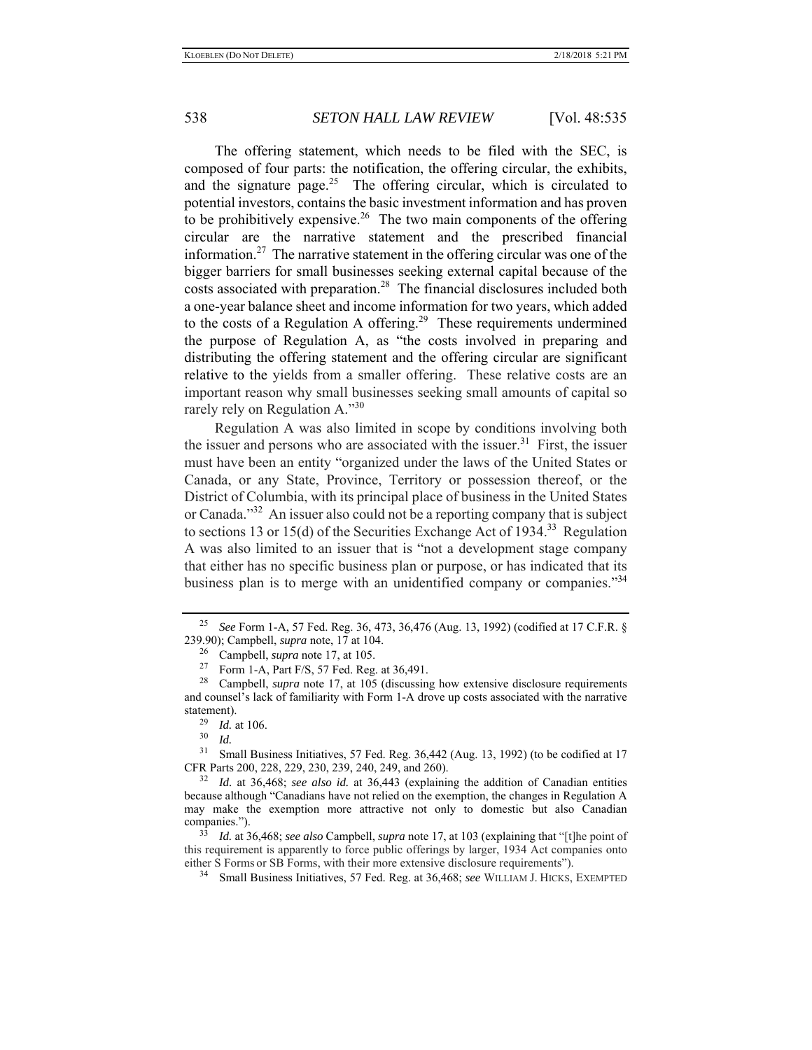The offering statement, which needs to be filed with the SEC, is composed of four parts: the notification, the offering circular, the exhibits, and the signature page.[25] The offering circular, which is circulated to potential investors, contains the basic investment information and has proven to be prohibitively expensive.[26] The two main components of the offering circular are the narrative statement and the prescribed financial information.[27] The narrative statement in the offering circular was one of the bigger barriers for small businesses seeking external capital because of the costs associated with preparation.[28] The financial disclosures included both a one-year balance sheet and income information for two years, which added to the costs of a Regulation A offering.[29] These requirements undermined the purpose of Regulation A, as "the costs involved in preparing and distributing the offering statement and the offering circular are significant relative to the yields from a smaller offering. These relative costs are an important reason why small businesses seeking small amounts of capital so rarely rely on Regulation A."[30]

Regulation A was also limited in scope by conditions involving both the issuer and persons who are associated with the issuer.[31] First, the issuer must have been an entity "organized under the laws of the United States or Canada, or any State, Province, Territory or possession thereof, or the District of Columbia, with its principal place of business in the United States or Canada."[32] An issuer also could not be a reporting company that is subject to sections 13 or 15(d) of the Securities Exchange Act of 1934.[33] Regulation A was also limited to an issuer that is "not a development stage company that either has no specific business plan or purpose, or has indicated that its business plan is to merge with an unidentified company or companies."[34]

---

[25] *See* Form 1-A, 57 Fed. Reg. 36, 473, 36,476 (Aug. 13, 1992) (codified at 17 C.F.R. § 239.90); Campbell, *supra* note, 17 at 104.

[26] Campbell, *supra* note 17, at 105.

[27] Form 1-A, Part F/S, 57 Fed. Reg. at 36,491.

[28] Campbell, *supra* note 17, at 105 (discussing how extensive disclosure requirements and counsel's lack of familiarity with Form 1-A drove up costs associated with the narrative statement).

[29] *Id.* at 106.

[30] *Id.*

[31] Small Business Initiatives, 57 Fed. Reg. 36,442 (Aug. 13, 1992) (to be codified at 17 CFR Parts 200, 228, 229, 230, 239, 240, 249, and 260).

[32] *Id.* at 36,468; *see also id.* at 36,443 (explaining the addition of Canadian entities because although "Canadians have not relied on the exemption, the changes in Regulation A may make the exemption more attractive not only to domestic but also Canadian companies.").

[33] *Id.* at 36,468; *see also* Campbell, *supra* note 17, at 103 (explaining that "[t]he point of this requirement is apparently to force public offerings by larger, 1934 Act companies onto either S Forms or SB Forms, with their more extensive disclosure requirements").

[34] Small Business Initiatives, 57 Fed. Reg. at 36,468; *see* WILLIAM J. HICKS, EXEMPTED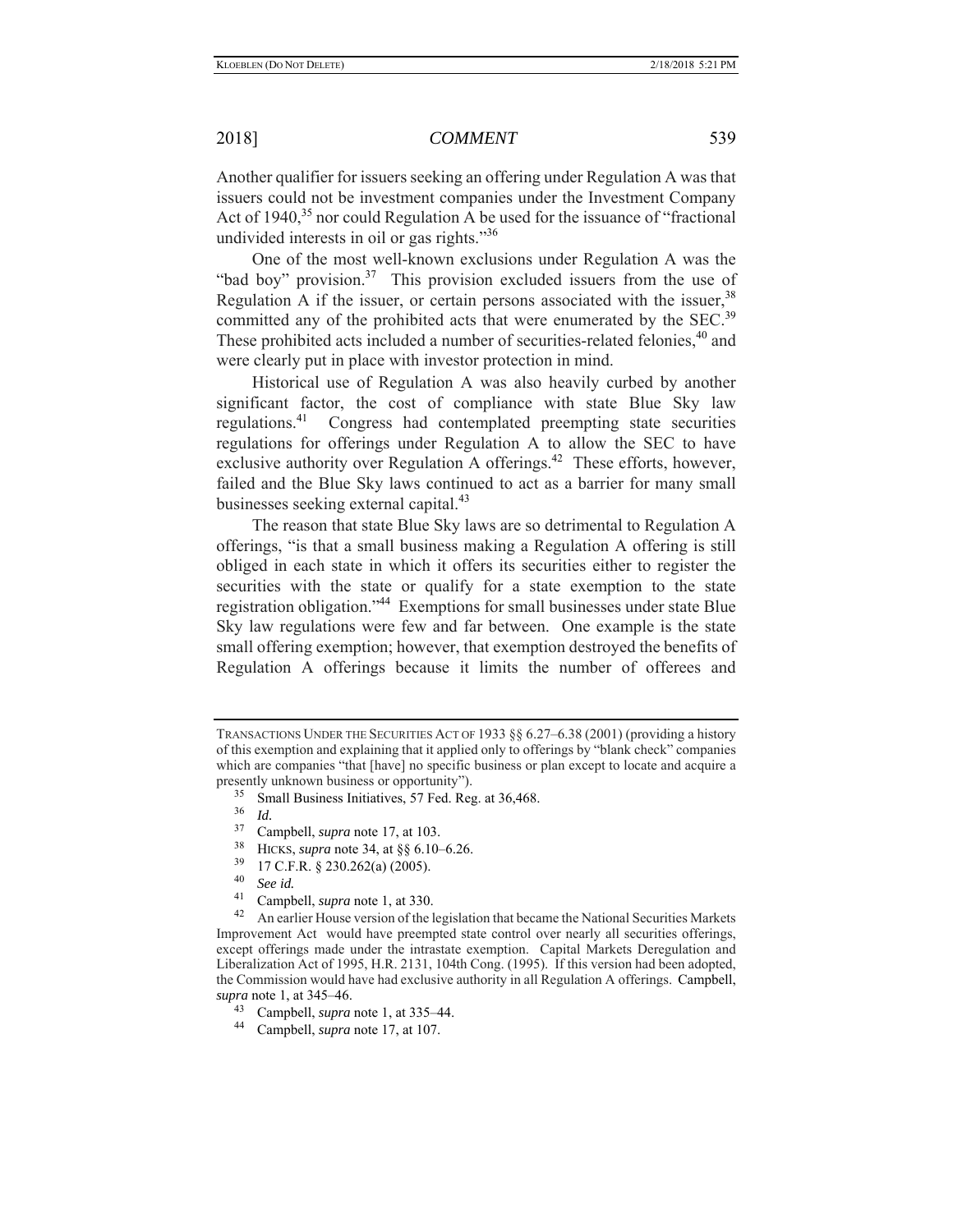Another qualifier for issuers seeking an offering under Regulation A was that issuers could not be investment companies under the Investment Company Act of 1940,[35] nor could Regulation A be used for the issuance of "fractional undivided interests in oil or gas rights."[36]

One of the most well-known exclusions under Regulation A was the "bad boy" provision.[37] This provision excluded issuers from the use of Regulation A if the issuer, or certain persons associated with the issuer,[38] committed any of the prohibited acts that were enumerated by the SEC.[39] These prohibited acts included a number of securities-related felonies,[40] and were clearly put in place with investor protection in mind.

Historical use of Regulation A was also heavily curbed by another significant factor, the cost of compliance with state Blue Sky law regulations.[41] Congress had contemplated preempting state securities regulations for offerings under Regulation A to allow the SEC to have exclusive authority over Regulation A offerings.[42] These efforts, however, failed and the Blue Sky laws continued to act as a barrier for many small businesses seeking external capital.[43]

The reason that state Blue Sky laws are so detrimental to Regulation A offerings, "is that a small business making a Regulation A offering is still obliged in each state in which it offers its securities either to register the securities with the state or qualify for a state exemption to the state registration obligation."[44] Exemptions for small businesses under state Blue Sky law regulations were few and far between. One example is the state small offering exemption; however, that exemption destroyed the benefits of Regulation A offerings because it limits the number of offerees and

---

TRANSACTIONS UNDER THE SECURITIES ACT OF 1933 §§ 6.27–6.38 (2001) (providing a history of this exemption and explaining that it applied only to offerings by "blank check" companies which are companies "that [have] no specific business or plan except to locate and acquire a presently unknown business or opportunity").

[35] Small Business Initiatives, 57 Fed. Reg. at 36,468.

[36] *Id.*

[37] Campbell, *supra* note 17, at 103.

[38] HICKS, *supra* note 34, at §§ 6.10–6.26.

[39] 17 C.F.R. § 230.262(a) (2005).

[40] *See id.*

[41] Campbell, *supra* note 1, at 330.

[42] An earlier House version of the legislation that became the National Securities Markets Improvement Act would have preempted state control over nearly all securities offerings, except offerings made under the intrastate exemption. Capital Markets Deregulation and Liberalization Act of 1995, H.R. 2131, 104th Cong. (1995). If this version had been adopted, the Commission would have had exclusive authority in all Regulation A offerings. Campbell, *supra* note 1, at 345–46.

[43] Campbell, *supra* note 1, at 335–44.

[44] Campbell, *supra* note 17, at 107.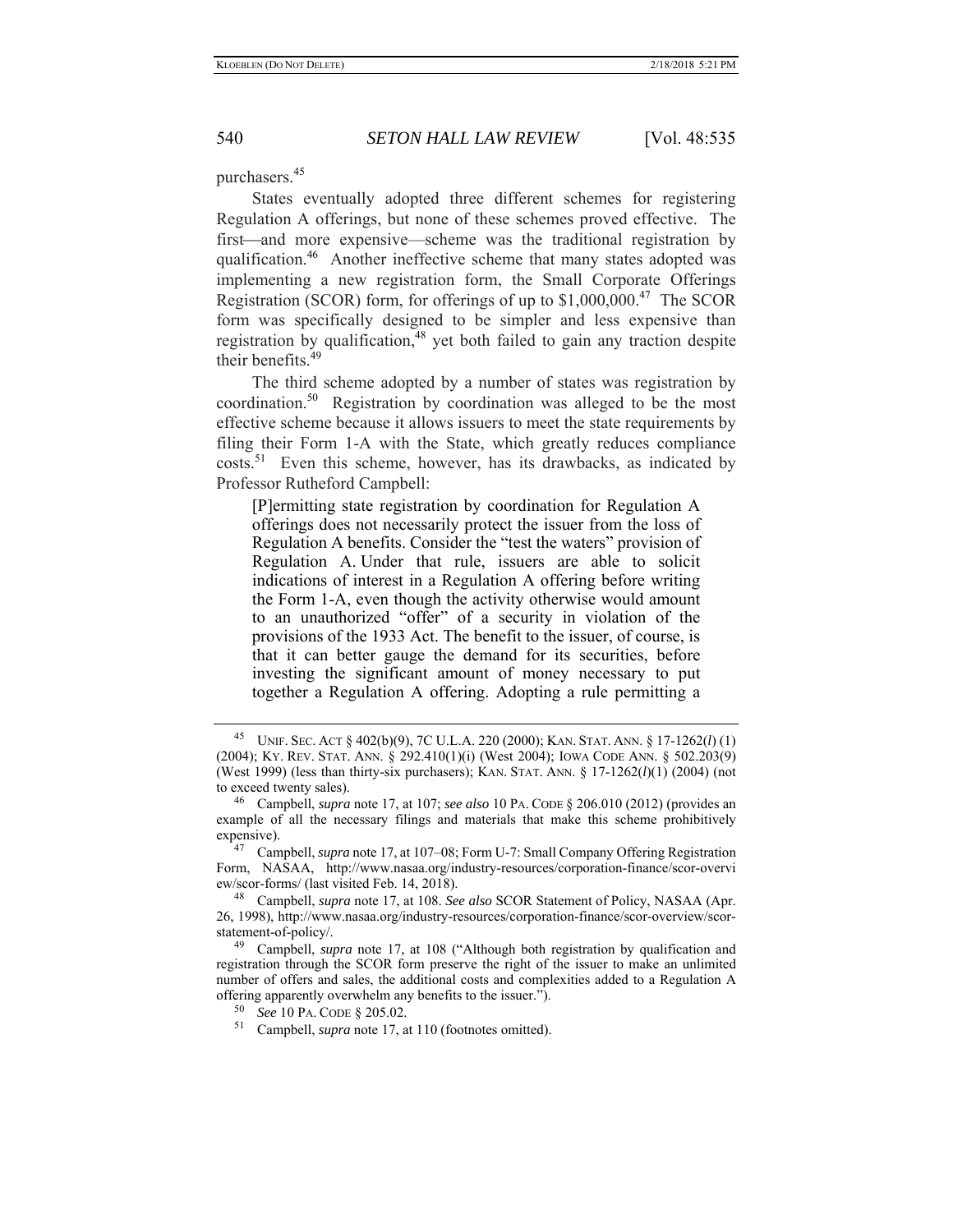purchasers.[45]

States eventually adopted three different schemes for registering Regulation A offerings, but none of these schemes proved effective. The first—and more expensive—scheme was the traditional registration by qualification.[46] Another ineffective scheme that many states adopted was implementing a new registration form, the Small Corporate Offerings Registration (SCOR) form, for offerings of up to $1,000,000.[47] The SCOR form was specifically designed to be simpler and less expensive than registration by qualification,[48] yet both failed to gain any traction despite their benefits.[49]

The third scheme adopted by a number of states was registration by coordination.[50] Registration by coordination was alleged to be the most effective scheme because it allows issuers to meet the state requirements by filing their Form 1-A with the State, which greatly reduces compliance costs.[51] Even this scheme, however, has its drawbacks, as indicated by Professor Rutheford Campbell:

> [P]ermitting state registration by coordination for Regulation A offerings does not necessarily protect the issuer from the loss of Regulation A benefits. Consider the "test the waters" provision of Regulation A. Under that rule, issuers are able to solicit indications of interest in a Regulation A offering before writing the Form 1-A, even though the activity otherwise would amount to an unauthorized "offer" of a security in violation of the provisions of the 1933 Act. The benefit to the issuer, of course, is that it can better gauge the demand for its securities, before investing the significant amount of money necessary to put together a Regulation A offering. Adopting a rule permitting a

---

[45] UNIF. SEC. ACT § 402(b)(9), 7C U.L.A. 220 (2000); KAN. STAT. ANN. § 17-1262(*l*) (1) (2004); KY. REV. STAT. ANN. § 292.410(1)(i) (West 2004); IOWA CODE ANN. § 502.203(9) (West 1999) (less than thirty-six purchasers); KAN. STAT. ANN. § 17-1262(*l*)(1) (2004) (not to exceed twenty sales).

[46] Campbell, *supra* note 17, at 107; *see also* 10 PA. CODE § 206.010 (2012) (provides an example of all the necessary filings and materials that make this scheme prohibitively expensive).

[47] Campbell, *supra* note 17, at 107–08; Form U-7: Small Company Offering Registration Form, NASAA, http://www.nasaa.org/industry-resources/corporation-finance/scor-overview/scor-forms/ (last visited Feb. 14, 2018).

[48] Campbell, *supra* note 17, at 108. *See also* SCOR Statement of Policy, NASAA (Apr. 26, 1998), http://www.nasaa.org/industry-resources/corporation-finance/scor-overview/scor-statement-of-policy/.

[49] Campbell, *supra* note 17, at 108 ("Although both registration by qualification and registration through the SCOR form preserve the right of the issuer to make an unlimited number of offers and sales, the additional costs and complexities added to a Regulation A offering apparently overwhelm any benefits to the issuer.").

[50] *See* 10 PA. CODE § 205.02.

[51] Campbell, *supra* note 17, at 110 (footnotes omitted).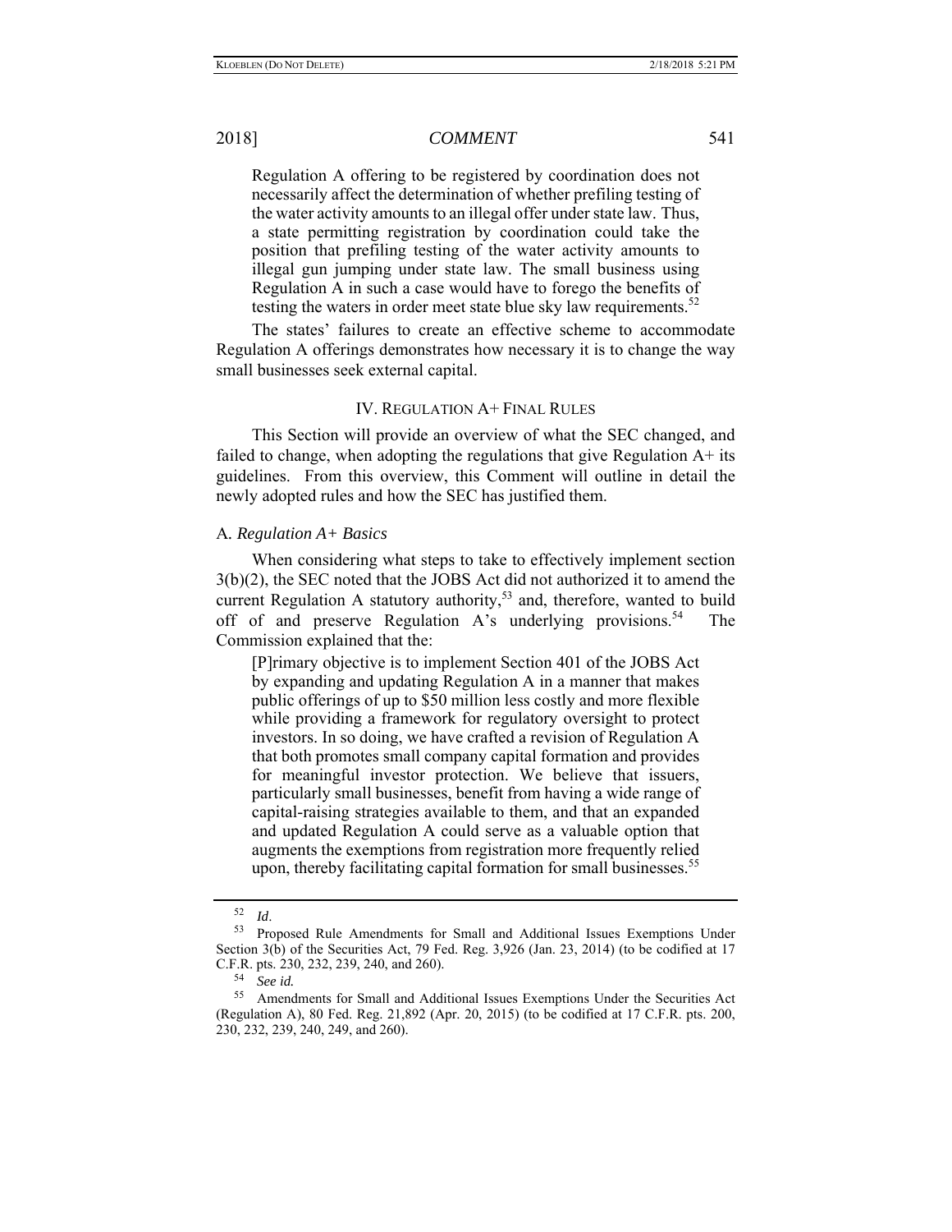Regulation A offering to be registered by coordination does not necessarily affect the determination of whether prefiling testing of the water activity amounts to an illegal offer under state law. Thus, a state permitting registration by coordination could take the position that prefiling testing of the water activity amounts to illegal gun jumping under state law. The small business using Regulation A in such a case would have to forego the benefits of testing the waters in order meet state blue sky law requirements.[52]

The states' failures to create an effective scheme to accommodate Regulation A offerings demonstrates how necessary it is to change the way small businesses seek external capital.

## IV. Regulation A+ Final Rules

This Section will provide an overview of what the SEC changed, and failed to change, when adopting the regulations that give Regulation A+ its guidelines. From this overview, this Comment will outline in detail the newly adopted rules and how the SEC has justified them.

### A. *Regulation A+ Basics*

When considering what steps to take to effectively implement section 3(b)(2), the SEC noted that the JOBS Act did not authorized it to amend the current Regulation A statutory authority,[53] and, therefore, wanted to build off of and preserve Regulation A's underlying provisions.[54] The Commission explained that the:

> [P]rimary objective is to implement Section 401 of the JOBS Act by expanding and updating Regulation A in a manner that makes public offerings of up to $50 million less costly and more flexible while providing a framework for regulatory oversight to protect investors. In so doing, we have crafted a revision of Regulation A that both promotes small company capital formation and provides for meaningful investor protection. We believe that issuers, particularly small businesses, benefit from having a wide range of capital-raising strategies available to them, and that an expanded and updated Regulation A could serve as a valuable option that augments the exemptions from registration more frequently relied upon, thereby facilitating capital formation for small businesses.[55]

---

[52] *Id*.

[53] Proposed Rule Amendments for Small and Additional Issues Exemptions Under Section 3(b) of the Securities Act, 79 Fed. Reg. 3,926 (Jan. 23, 2014) (to be codified at 17 C.F.R. pts. 230, 232, 239, 240, and 260).

[54] *See id.*

[55] Amendments for Small and Additional Issues Exemptions Under the Securities Act (Regulation A), 80 Fed. Reg. 21,892 (Apr. 20, 2015) (to be codified at 17 C.F.R. pts. 200, 230, 232, 239, 240, 249, and 260).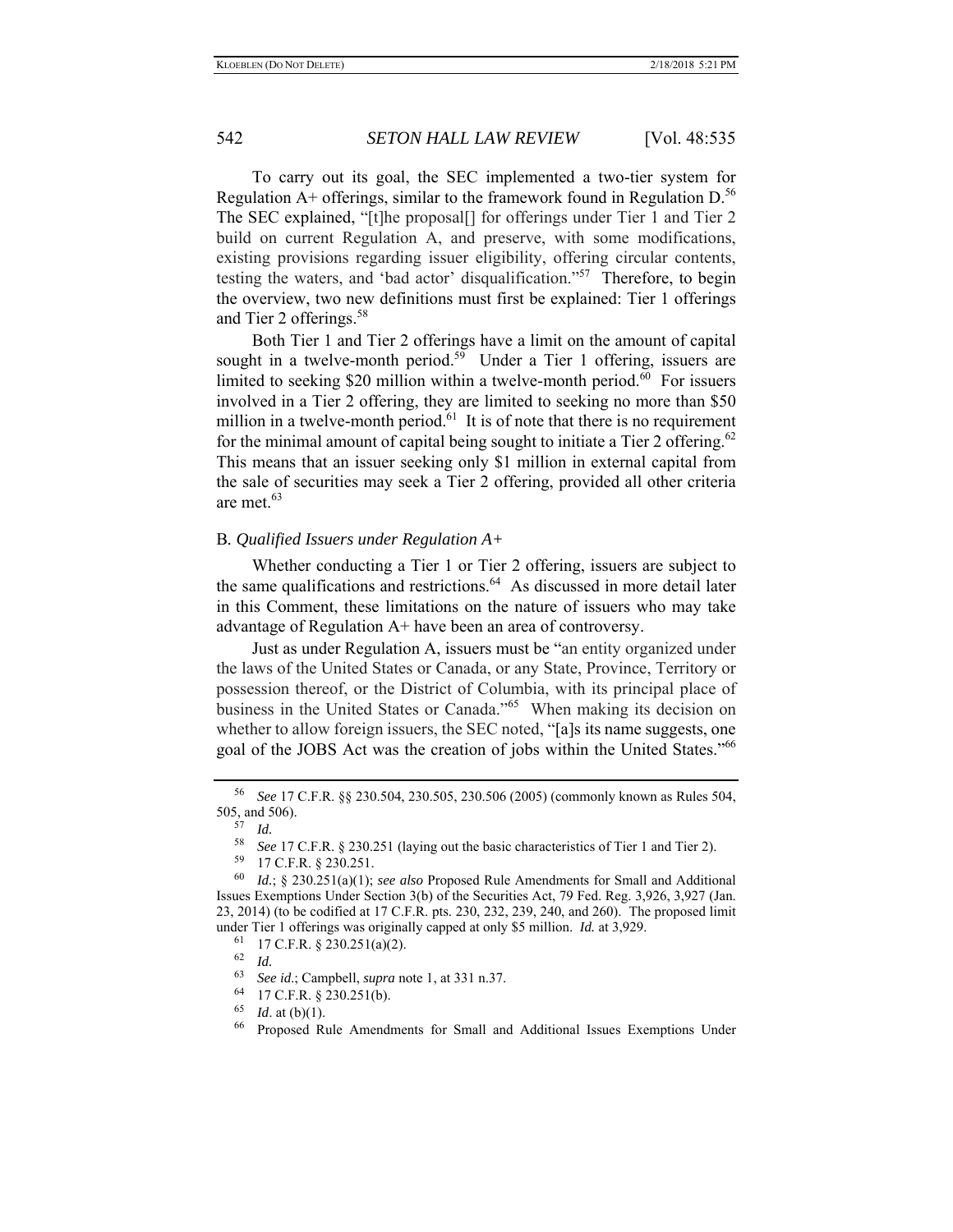To carry out its goal, the SEC implemented a two-tier system for Regulation A+ offerings, similar to the framework found in Regulation D.[56] The SEC explained, "[t]he proposal[] for offerings under Tier 1 and Tier 2 build on current Regulation A, and preserve, with some modifications, existing provisions regarding issuer eligibility, offering circular contents, testing the waters, and 'bad actor' disqualification."[57] Therefore, to begin the overview, two new definitions must first be explained: Tier 1 offerings and Tier 2 offerings.[58]

Both Tier 1 and Tier 2 offerings have a limit on the amount of capital sought in a twelve-month period.[59] Under a Tier 1 offering, issuers are limited to seeking $20 million within a twelve-month period.[60] For issuers involved in a Tier 2 offering, they are limited to seeking no more than $50 million in a twelve-month period.[61] It is of note that there is no requirement for the minimal amount of capital being sought to initiate a Tier 2 offering.[62] This means that an issuer seeking only $1 million in external capital from the sale of securities may seek a Tier 2 offering, provided all other criteria are met.[63]

### B. *Qualified Issuers under Regulation A+*

Whether conducting a Tier 1 or Tier 2 offering, issuers are subject to the same qualifications and restrictions.[64] As discussed in more detail later in this Comment, these limitations on the nature of issuers who may take advantage of Regulation A+ have been an area of controversy.

Just as under Regulation A, issuers must be "an entity organized under the laws of the United States or Canada, or any State, Province, Territory or possession thereof, or the District of Columbia, with its principal place of business in the United States or Canada."[65] When making its decision on whether to allow foreign issuers, the SEC noted, "[a]s its name suggests, one goal of the JOBS Act was the creation of jobs within the United States."[66]

---

[56] *See* 17 C.F.R. §§ 230.504, 230.505, 230.506 (2005) (commonly known as Rules 504, 505, and 506).

[57] *Id.*

[58] *See* 17 C.F.R. § 230.251 (laying out the basic characteristics of Tier 1 and Tier 2).

[59] 17 C.F.R. § 230.251.

[60] *Id.*; § 230.251(a)(1); *see also* Proposed Rule Amendments for Small and Additional Issues Exemptions Under Section 3(b) of the Securities Act, 79 Fed. Reg. 3,926, 3,927 (Jan. 23, 2014) (to be codified at 17 C.F.R. pts. 230, 232, 239, 240, and 260). The proposed limit under Tier 1 offerings was originally capped at only $5 million. *Id.* at 3,929.

[61] 17 C.F.R. § 230.251(a)(2).

[62] *Id.*

[63] *See id.*; Campbell, *supra* note 1, at 331 n.37.

[64] 17 C.F.R. § 230.251(b).

[65] *Id*. at (b)(1).

[66] Proposed Rule Amendments for Small and Additional Issues Exemptions Under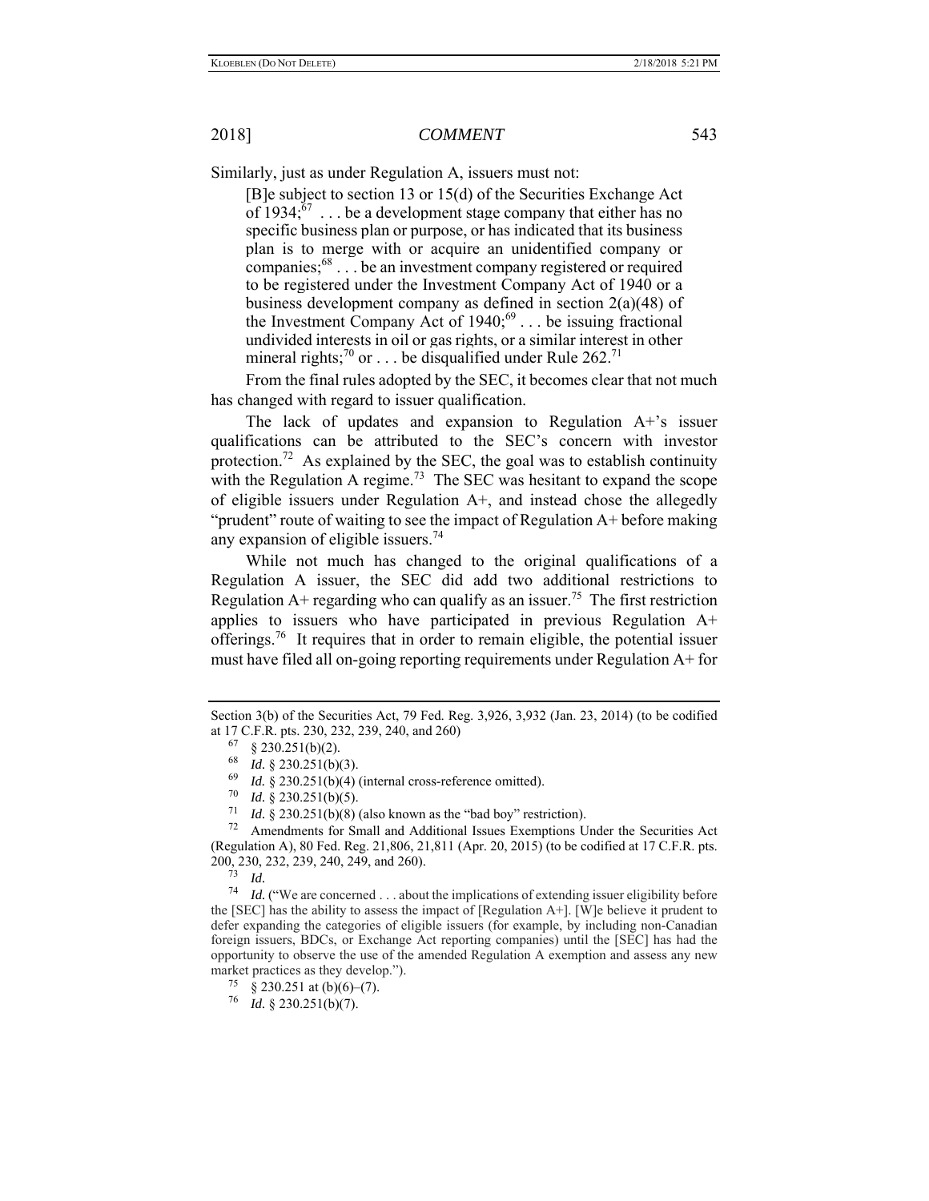Similarly, just as under Regulation A, issuers must not:

> [B]e subject to section 13 or 15(d) of the Securities Exchange Act of 1934;[67] . . . be a development stage company that either has no specific business plan or purpose, or has indicated that its business plan is to merge with or acquire an unidentified company or companies;[68] . . . be an investment company registered or required to be registered under the Investment Company Act of 1940 or a business development company as defined in section 2(a)(48) of the Investment Company Act of 1940;[69] . . . be issuing fractional undivided interests in oil or gas rights, or a similar interest in other mineral rights;[70] or . . . be disqualified under Rule 262.[71]

From the final rules adopted by the SEC, it becomes clear that not much has changed with regard to issuer qualification.

The lack of updates and expansion to Regulation A+'s issuer qualifications can be attributed to the SEC's concern with investor protection.[72] As explained by the SEC, the goal was to establish continuity with the Regulation A regime.[73] The SEC was hesitant to expand the scope of eligible issuers under Regulation A+, and instead chose the allegedly "prudent" route of waiting to see the impact of Regulation A+ before making any expansion of eligible issuers.[74]

While not much has changed to the original qualifications of a Regulation A issuer, the SEC did add two additional restrictions to Regulation A+ regarding who can qualify as an issuer.[75] The first restriction applies to issuers who have participated in previous Regulation A+ offerings.[76] It requires that in order to remain eligible, the potential issuer must have filed all on-going reporting requirements under Regulation A+ for

---

Section 3(b) of the Securities Act, 79 Fed. Reg. 3,926, 3,932 (Jan. 23, 2014) (to be codified at 17 C.F.R. pts. 230, 232, 239, 240, and 260)

[67] § 230.251(b)(2).

[68] *Id.* § 230.251(b)(3).

[69] *Id.* § 230.251(b)(4) (internal cross-reference omitted).

[70] *Id.* § 230.251(b)(5).

[71] *Id.* § 230.251(b)(8) (also known as the "bad boy" restriction).

[72] Amendments for Small and Additional Issues Exemptions Under the Securities Act (Regulation A), 80 Fed. Reg. 21,806, 21,811 (Apr. 20, 2015) (to be codified at 17 C.F.R. pts. 200, 230, 232, 239, 240, 249, and 260).

[73] *Id.*

[74] *Id.* ("We are concerned . . . about the implications of extending issuer eligibility before the [SEC] has the ability to assess the impact of [Regulation A+]. [W]e believe it prudent to defer expanding the categories of eligible issuers (for example, by including non-Canadian foreign issuers, BDCs, or Exchange Act reporting companies) until the [SEC] has had the opportunity to observe the use of the amended Regulation A exemption and assess any new market practices as they develop.").

[75] § 230.251 at (b)(6)–(7).

[76] *Id.* § 230.251(b)(7).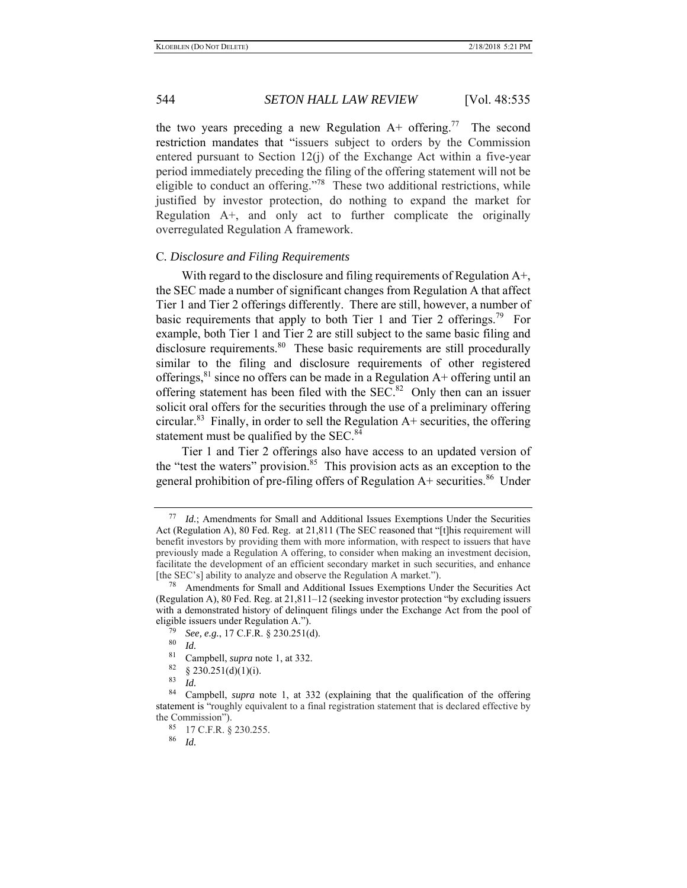the two years preceding a new Regulation A+ offering.[77] The second restriction mandates that "issuers subject to orders by the Commission entered pursuant to Section 12(j) of the Exchange Act within a five-year period immediately preceding the filing of the offering statement will not be eligible to conduct an offering."[78] These two additional restrictions, while justified by investor protection, do nothing to expand the market for Regulation A+, and only act to further complicate the originally overregulated Regulation A framework.

### C. *Disclosure and Filing Requirements*

With regard to the disclosure and filing requirements of Regulation A+, the SEC made a number of significant changes from Regulation A that affect Tier 1 and Tier 2 offerings differently. There are still, however, a number of basic requirements that apply to both Tier 1 and Tier 2 offerings.[79] For example, both Tier 1 and Tier 2 are still subject to the same basic filing and disclosure requirements.[80] These basic requirements are still procedurally similar to the filing and disclosure requirements of other registered offerings,[81] since no offers can be made in a Regulation A+ offering until an offering statement has been filed with the SEC.[82] Only then can an issuer solicit oral offers for the securities through the use of a preliminary offering circular.[83] Finally, in order to sell the Regulation A+ securities, the offering statement must be qualified by the SEC.[84]

Tier 1 and Tier 2 offerings also have access to an updated version of the "test the waters" provision.[85] This provision acts as an exception to the general prohibition of pre-filing offers of Regulation A+ securities.[86] Under

---

[77] *Id.*; Amendments for Small and Additional Issues Exemptions Under the Securities Act (Regulation A), 80 Fed. Reg. at 21,811 (The SEC reasoned that "[t]his requirement will benefit investors by providing them with more information, with respect to issuers that have previously made a Regulation A offering, to consider when making an investment decision, facilitate the development of an efficient secondary market in such securities, and enhance [the SEC's] ability to analyze and observe the Regulation A market.").

[78] Amendments for Small and Additional Issues Exemptions Under the Securities Act (Regulation A), 80 Fed. Reg. at 21,811–12 (seeking investor protection "by excluding issuers with a demonstrated history of delinquent filings under the Exchange Act from the pool of eligible issuers under Regulation A.").

[79] *See, e.g.*, 17 C.F.R. § 230.251(d).

[80] *Id.*

[81] Campbell, *supra* note 1, at 332.

[82] § 230.251(d)(1)(i).

[83] *Id.*

[84] Campbell, *supra* note 1, at 332 (explaining that the qualification of the offering statement is "roughly equivalent to a final registration statement that is declared effective by the Commission").

[85] 17 C.F.R. § 230.255.

[86] *Id.*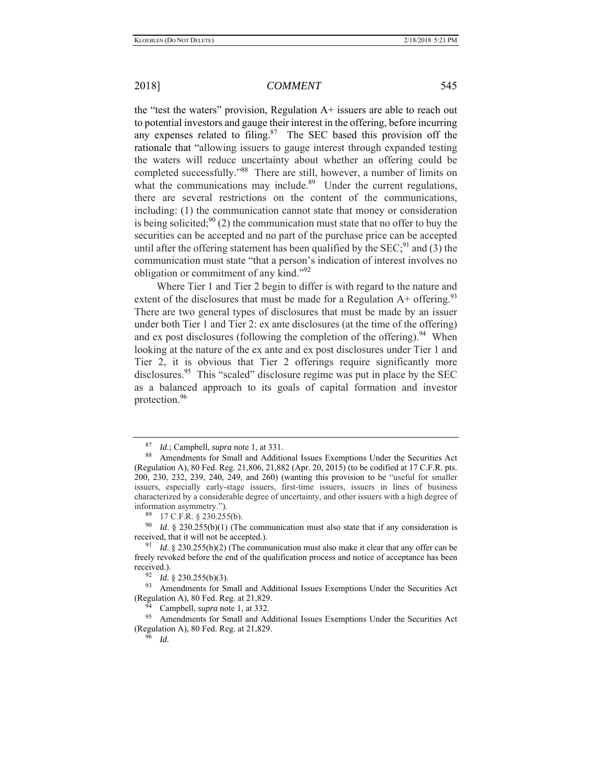the "test the waters" provision, Regulation A+ issuers are able to reach out to potential investors and gauge their interest in the offering, before incurring any expenses related to filing.[87] The SEC based this provision off the rationale that "allowing issuers to gauge interest through expanded testing the waters will reduce uncertainty about whether an offering could be completed successfully."[88] There are still, however, a number of limits on what the communications may include.[89] Under the current regulations, there are several restrictions on the content of the communications, including: (1) the communication cannot state that money or consideration is being solicited;[90] (2) the communication must state that no offer to buy the securities can be accepted and no part of the purchase price can be accepted until after the offering statement has been qualified by the SEC;[91] and (3) the communication must state "that a person's indication of interest involves no obligation or commitment of any kind."[92]

Where Tier 1 and Tier 2 begin to differ is with regard to the nature and extent of the disclosures that must be made for a Regulation A+ offering.[93] There are two general types of disclosures that must be made by an issuer under both Tier 1 and Tier 2: ex ante disclosures (at the time of the offering) and ex post disclosures (following the completion of the offering).[94] When looking at the nature of the ex ante and ex post disclosures under Tier 1 and Tier 2, it is obvious that Tier 2 offerings require significantly more disclosures.[95] This "scaled" disclosure regime was put in place by the SEC as a balanced approach to its goals of capital formation and investor protection.[96]

---

[87] *Id.*; Campbell, *supra* note 1, at 331.

[88] Amendments for Small and Additional Issues Exemptions Under the Securities Act (Regulation A), 80 Fed. Reg. 21,806, 21,882 (Apr. 20, 2015) (to be codified at 17 C.F.R. pts. 200, 230, 232, 239, 240, 249, and 260) (wanting this provision to be "useful for smaller issuers, especially early-stage issuers, first-time issuers, issuers in lines of business characterized by a considerable degree of uncertainty, and other issuers with a high degree of information asymmetry.").

[89] 17 C.F.R. § 230.255(b).

[90] *Id*. § 230.255(b)(1) (The communication must also state that if any consideration is received, that it will not be accepted.).

[91] *Id.* § 230.255(b)(2) (The communication must also make it clear that any offer can be freely revoked before the end of the qualification process and notice of acceptance has been received.).

[92] *Id.* § 230.255(b)(3).

[93] Amendments for Small and Additional Issues Exemptions Under the Securities Act (Regulation A), 80 Fed. Reg. at 21,829.

[94] Campbell, *supra* note 1, at 332.

[95] Amendments for Small and Additional Issues Exemptions Under the Securities Act (Regulation A), 80 Fed. Reg. at 21,829.

[96] *Id.*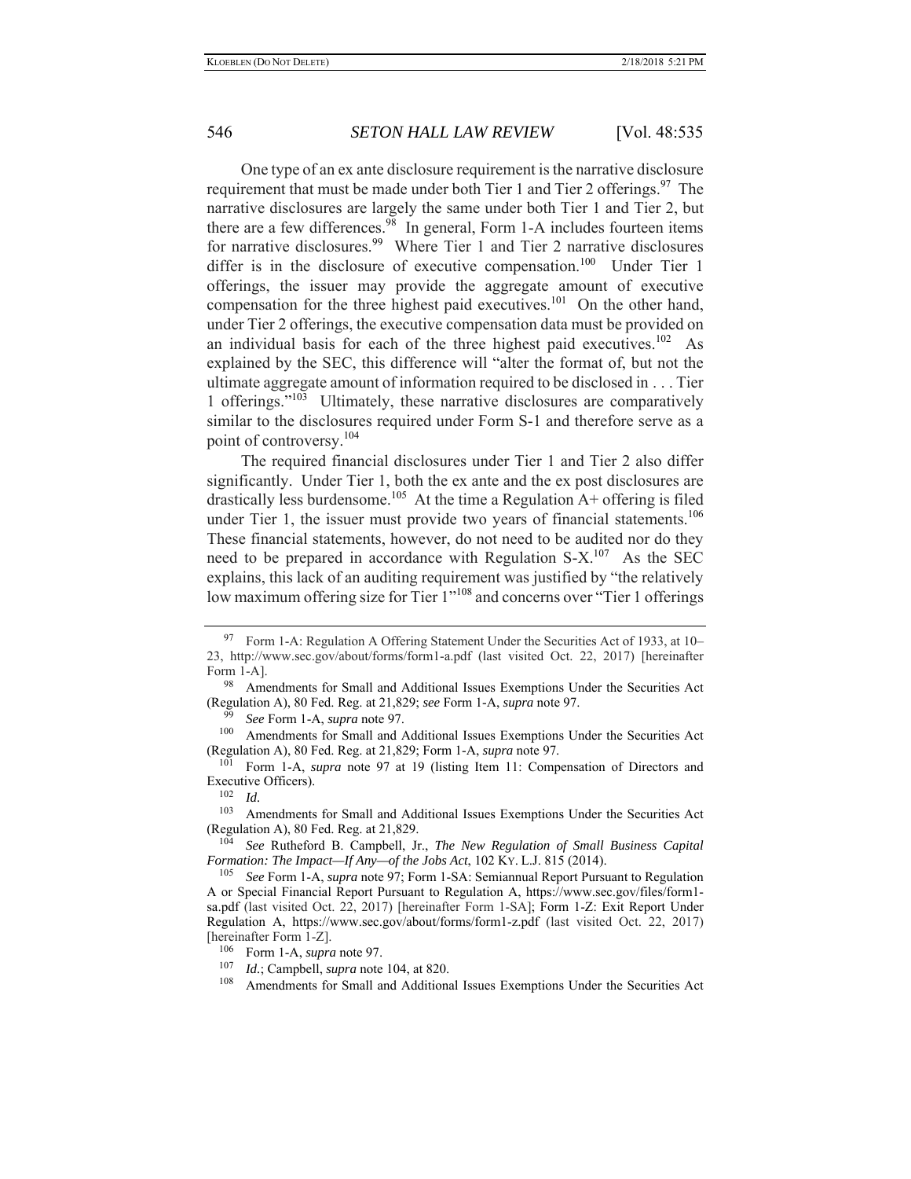One type of an ex ante disclosure requirement is the narrative disclosure requirement that must be made under both Tier 1 and Tier 2 offerings.[97] The narrative disclosures are largely the same under both Tier 1 and Tier 2, but there are a few differences.[98] In general, Form 1-A includes fourteen items for narrative disclosures.[99] Where Tier 1 and Tier 2 narrative disclosures differ is in the disclosure of executive compensation.[100] Under Tier 1 offerings, the issuer may provide the aggregate amount of executive compensation for the three highest paid executives.[101] On the other hand, under Tier 2 offerings, the executive compensation data must be provided on an individual basis for each of the three highest paid executives.[102] As explained by the SEC, this difference will "alter the format of, but not the ultimate aggregate amount of information required to be disclosed in . . . Tier 1 offerings."[103] Ultimately, these narrative disclosures are comparatively similar to the disclosures required under Form S-1 and therefore serve as a point of controversy.[104]

The required financial disclosures under Tier 1 and Tier 2 also differ significantly. Under Tier 1, both the ex ante and the ex post disclosures are drastically less burdensome.[105] At the time a Regulation A+ offering is filed under Tier 1, the issuer must provide two years of financial statements.[106] These financial statements, however, do not need to be audited nor do they need to be prepared in accordance with Regulation S-X.[107] As the SEC explains, this lack of an auditing requirement was justified by "the relatively low maximum offering size for Tier 1"[108] and concerns over "Tier 1 offerings

---

[97] Form 1-A: Regulation A Offering Statement Under the Securities Act of 1933, at 10–23, http://www.sec.gov/about/forms/form1-a.pdf (last visited Oct. 22, 2017) [hereinafter Form 1-A].

[98] Amendments for Small and Additional Issues Exemptions Under the Securities Act (Regulation A), 80 Fed. Reg. at 21,829; *see* Form 1-A, *supra* note 97.

[99] *See* Form 1-A, *supra* note 97.

[100] Amendments for Small and Additional Issues Exemptions Under the Securities Act (Regulation A), 80 Fed. Reg. at 21,829; Form 1-A, *supra* note 97.

[101] Form 1-A, *supra* note 97 at 19 (listing Item 11: Compensation of Directors and Executive Officers).

[102] *Id.*

[103] Amendments for Small and Additional Issues Exemptions Under the Securities Act (Regulation A), 80 Fed. Reg. at 21,829.

[104] *See* Rutheford B. Campbell, Jr., *The New Regulation of Small Business Capital Formation: The Impact—If Any—of the Jobs Act*, 102 KY. L.J. 815 (2014).

[105] *See* Form 1-A, *supra* note 97; Form 1-SA: Semiannual Report Pursuant to Regulation A or Special Financial Report Pursuant to Regulation A, https://www.sec.gov/files/form1-sa.pdf (last visited Oct. 22, 2017) [hereinafter Form 1-SA]; Form 1-Z: Exit Report Under Regulation A, https://www.sec.gov/about/forms/form1-z.pdf (last visited Oct. 22, 2017) [hereinafter Form 1-Z].

[106] Form 1-A, *supra* note 97.

[107] *Id.*; Campbell, *supra* note 104, at 820.

[108] Amendments for Small and Additional Issues Exemptions Under the Securities Act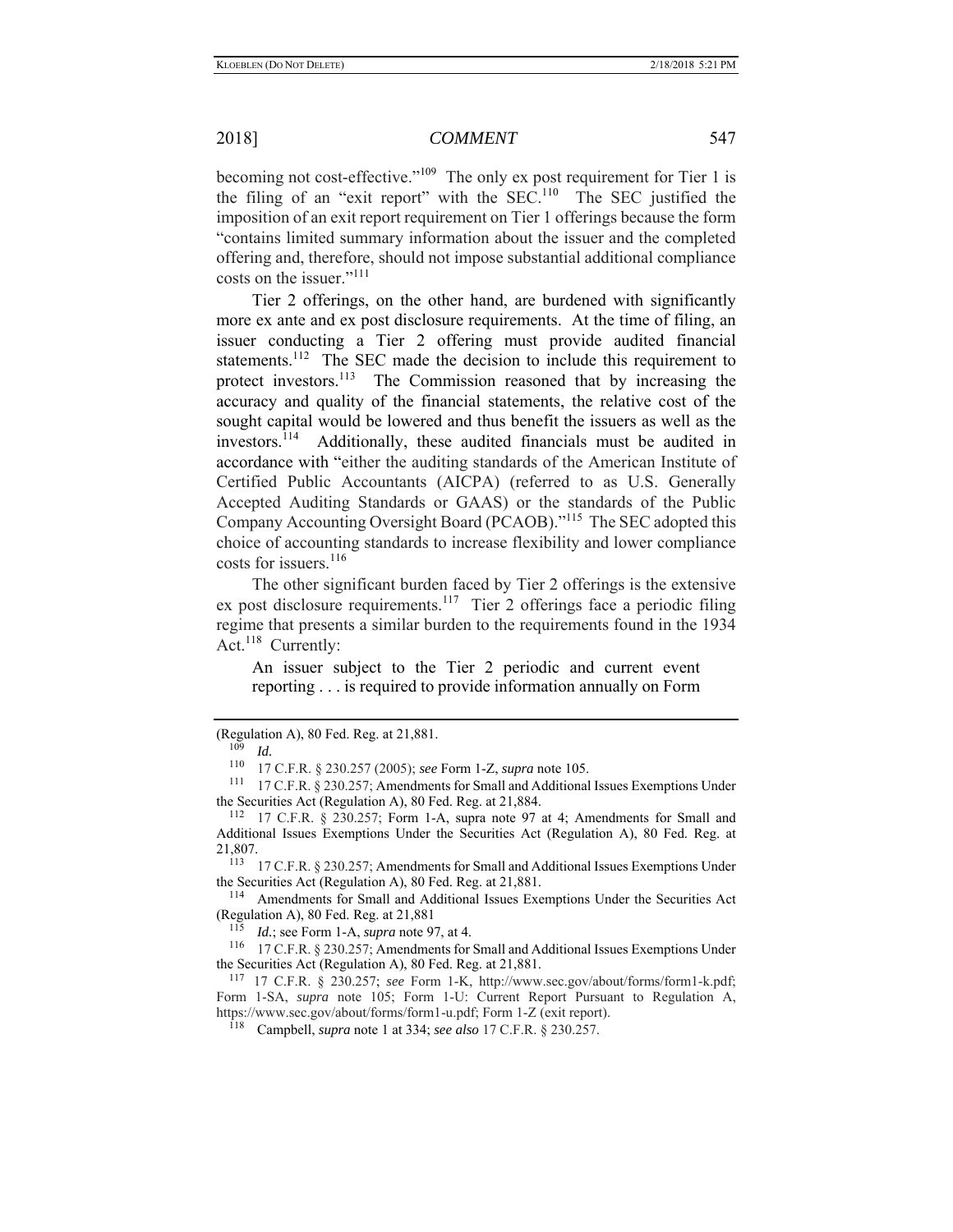becoming not cost-effective."[109] The only ex post requirement for Tier 1 is the filing of an "exit report" with the SEC.[110] The SEC justified the imposition of an exit report requirement on Tier 1 offerings because the form "contains limited summary information about the issuer and the completed offering and, therefore, should not impose substantial additional compliance costs on the issuer."[111]

Tier 2 offerings, on the other hand, are burdened with significantly more ex ante and ex post disclosure requirements. At the time of filing, an issuer conducting a Tier 2 offering must provide audited financial statements.[112] The SEC made the decision to include this requirement to protect investors.[113] The Commission reasoned that by increasing the accuracy and quality of the financial statements, the relative cost of the sought capital would be lowered and thus benefit the issuers as well as the investors.[114] Additionally, these audited financials must be audited in accordance with "either the auditing standards of the American Institute of Certified Public Accountants (AICPA) (referred to as U.S. Generally Accepted Auditing Standards or GAAS) or the standards of the Public Company Accounting Oversight Board (PCAOB)."[115] The SEC adopted this choice of accounting standards to increase flexibility and lower compliance costs for issuers.[116]

The other significant burden faced by Tier 2 offerings is the extensive ex post disclosure requirements.[117] Tier 2 offerings face a periodic filing regime that presents a similar burden to the requirements found in the 1934 Act.[118] Currently:

> An issuer subject to the Tier 2 periodic and current event reporting . . . is required to provide information annually on Form

---

(Regulation A), 80 Fed. Reg. at 21,881.

[109] *Id.*

[110] 17 C.F.R. § 230.257 (2005); *see* Form 1-Z, *supra* note 105.

[111] 17 C.F.R. § 230.257; Amendments for Small and Additional Issues Exemptions Under the Securities Act (Regulation A), 80 Fed. Reg. at 21,884.

[112] 17 C.F.R. § 230.257; Form 1-A, supra note 97 at 4; Amendments for Small and Additional Issues Exemptions Under the Securities Act (Regulation A), 80 Fed. Reg. at 21,807.

[113] 17 C.F.R. § 230.257; Amendments for Small and Additional Issues Exemptions Under the Securities Act (Regulation A), 80 Fed. Reg. at 21,881.

[114] Amendments for Small and Additional Issues Exemptions Under the Securities Act (Regulation A), 80 Fed. Reg. at 21,881

[115] *Id.*; see Form 1-A, *supra* note 97, at 4.

[116] 17 C.F.R. § 230.257; Amendments for Small and Additional Issues Exemptions Under the Securities Act (Regulation A), 80 Fed. Reg. at 21,881.

[117] 17 C.F.R. § 230.257; *see* Form 1-K, http://www.sec.gov/about/forms/form1-k.pdf; Form 1-SA, *supra* note 105; Form 1-U: Current Report Pursuant to Regulation A, https://www.sec.gov/about/forms/form1-u.pdf; Form 1-Z (exit report).

[118] Campbell, *supra* note 1 at 334; *see also* 17 C.F.R. § 230.257.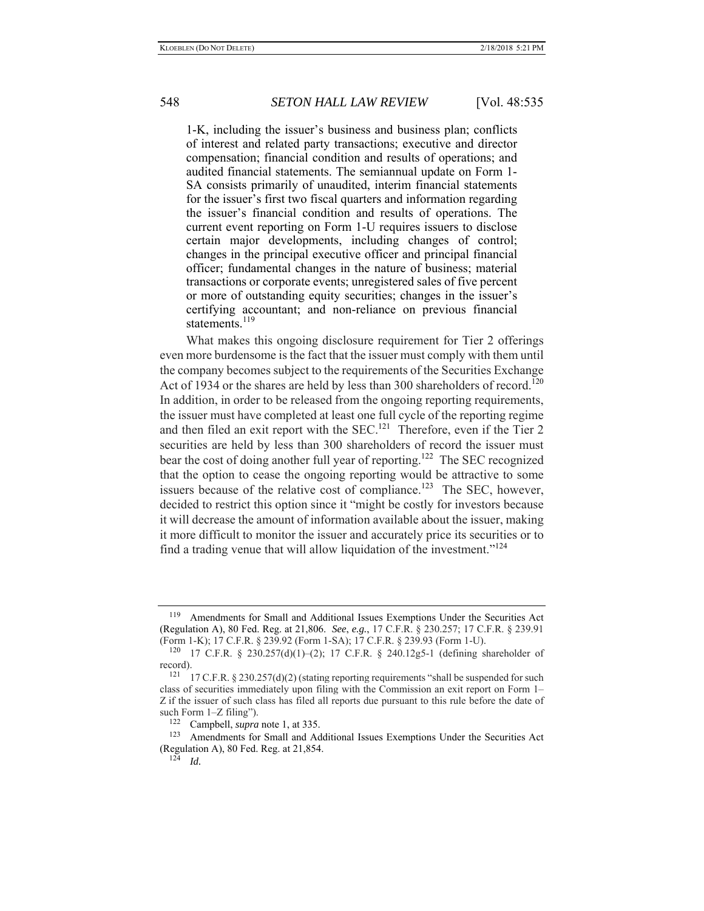> 1-K, including the issuer's business and business plan; conflicts of interest and related party transactions; executive and director compensation; financial condition and results of operations; and audited financial statements. The semiannual update on Form 1-SA consists primarily of unaudited, interim financial statements for the issuer's first two fiscal quarters and information regarding the issuer's financial condition and results of operations. The current event reporting on Form 1-U requires issuers to disclose certain major developments, including changes of control; changes in the principal executive officer and principal financial officer; fundamental changes in the nature of business; material transactions or corporate events; unregistered sales of five percent or more of outstanding equity securities; changes in the issuer's certifying accountant; and non-reliance on previous financial statements.[119]

What makes this ongoing disclosure requirement for Tier 2 offerings even more burdensome is the fact that the issuer must comply with them until the company becomes subject to the requirements of the Securities Exchange Act of 1934 or the shares are held by less than 300 shareholders of record.[120] In addition, in order to be released from the ongoing reporting requirements, the issuer must have completed at least one full cycle of the reporting regime and then filed an exit report with the SEC.[121] Therefore, even if the Tier 2 securities are held by less than 300 shareholders of record the issuer must bear the cost of doing another full year of reporting.[122] The SEC recognized that the option to cease the ongoing reporting would be attractive to some issuers because of the relative cost of compliance.[123] The SEC, however, decided to restrict this option since it "might be costly for investors because it will decrease the amount of information available about the issuer, making it more difficult to monitor the issuer and accurately price its securities or to find a trading venue that will allow liquidation of the investment."[124]

---

[119] Amendments for Small and Additional Issues Exemptions Under the Securities Act (Regulation A), 80 Fed. Reg. at 21,806. *See*, *e.g.*, 17 C.F.R. § 230.257; 17 C.F.R. § 239.91 (Form 1-K); 17 C.F.R. § 239.92 (Form 1-SA); 17 C.F.R. § 239.93 (Form 1-U).

[120] 17 C.F.R. § 230.257(d)(1)–(2); 17 C.F.R. § 240.12g5-1 (defining shareholder of record).

[121] 17 C.F.R. § 230.257(d)(2) (stating reporting requirements "shall be suspended for such class of securities immediately upon filing with the Commission an exit report on Form 1–Z if the issuer of such class has filed all reports due pursuant to this rule before the date of such Form 1–Z filing").

[122] Campbell, *supra* note 1, at 335.

[123] Amendments for Small and Additional Issues Exemptions Under the Securities Act (Regulation A), 80 Fed. Reg. at 21,854.

[124] *Id.*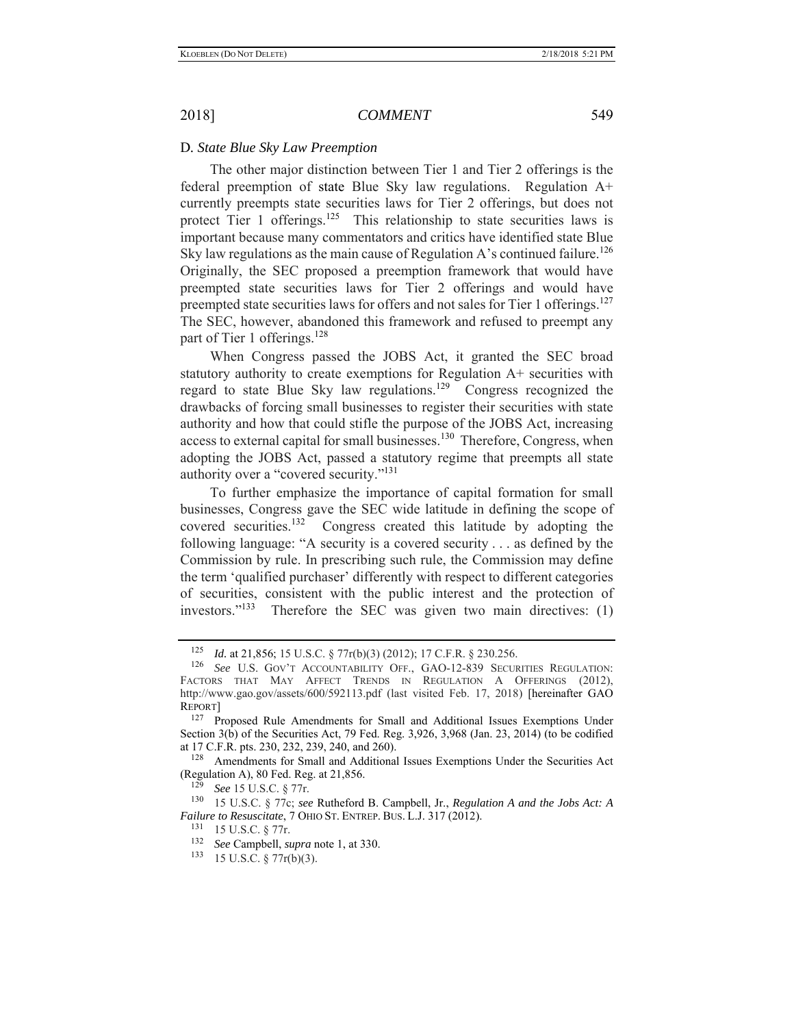### D. *State Blue Sky Law Preemption*

The other major distinction between Tier 1 and Tier 2 offerings is the federal preemption of state Blue Sky law regulations. Regulation A+ currently preempts state securities laws for Tier 2 offerings, but does not protect Tier 1 offerings.[125] This relationship to state securities laws is important because many commentators and critics have identified state Blue Sky law regulations as the main cause of Regulation A's continued failure.[126] Originally, the SEC proposed a preemption framework that would have preempted state securities laws for Tier 2 offerings and would have preempted state securities laws for offers and not sales for Tier 1 offerings.[127] The SEC, however, abandoned this framework and refused to preempt any part of Tier 1 offerings.[128]

When Congress passed the JOBS Act, it granted the SEC broad statutory authority to create exemptions for Regulation A+ securities with regard to state Blue Sky law regulations.[129] Congress recognized the drawbacks of forcing small businesses to register their securities with state authority and how that could stifle the purpose of the JOBS Act, increasing access to external capital for small businesses.[130] Therefore, Congress, when adopting the JOBS Act, passed a statutory regime that preempts all state authority over a "covered security."[131]

To further emphasize the importance of capital formation for small businesses, Congress gave the SEC wide latitude in defining the scope of covered securities.[132] Congress created this latitude by adopting the following language: "A security is a covered security . . . as defined by the Commission by rule. In prescribing such rule, the Commission may define the term 'qualified purchaser' differently with respect to different categories of securities, consistent with the public interest and the protection of investors."[133] Therefore the SEC was given two main directives: (1)

---

[125] *Id.* at 21,856; 15 U.S.C. § 77r(b)(3) (2012); 17 C.F.R. § 230.256.

[126] *See* U.S. GOV'T ACCOUNTABILITY OFF., GAO-12-839 SECURITIES REGULATION: FACTORS THAT MAY AFFECT TRENDS IN REGULATION A OFFERINGS (2012), http://www.gao.gov/assets/600/592113.pdf (last visited Feb. 17, 2018) [hereinafter GAO REPORT]

[127] Proposed Rule Amendments for Small and Additional Issues Exemptions Under Section 3(b) of the Securities Act, 79 Fed. Reg. 3,926, 3,968 (Jan. 23, 2014) (to be codified at 17 C.F.R. pts. 230, 232, 239, 240, and 260).

[128] Amendments for Small and Additional Issues Exemptions Under the Securities Act (Regulation A), 80 Fed. Reg. at 21,856.

[129] *See* 15 U.S.C. § 77r.

[130] 15 U.S.C. § 77c; *see* Rutheford B. Campbell, Jr., *Regulation A and the Jobs Act: A Failure to Resuscitate*, 7 OHIO ST. ENTREP. BUS. L.J. 317 (2012).

[131] 15 U.S.C. § 77r.

[132] *See* Campbell, *supra* note 1, at 330.

[133] 15 U.S.C. § 77r(b)(3).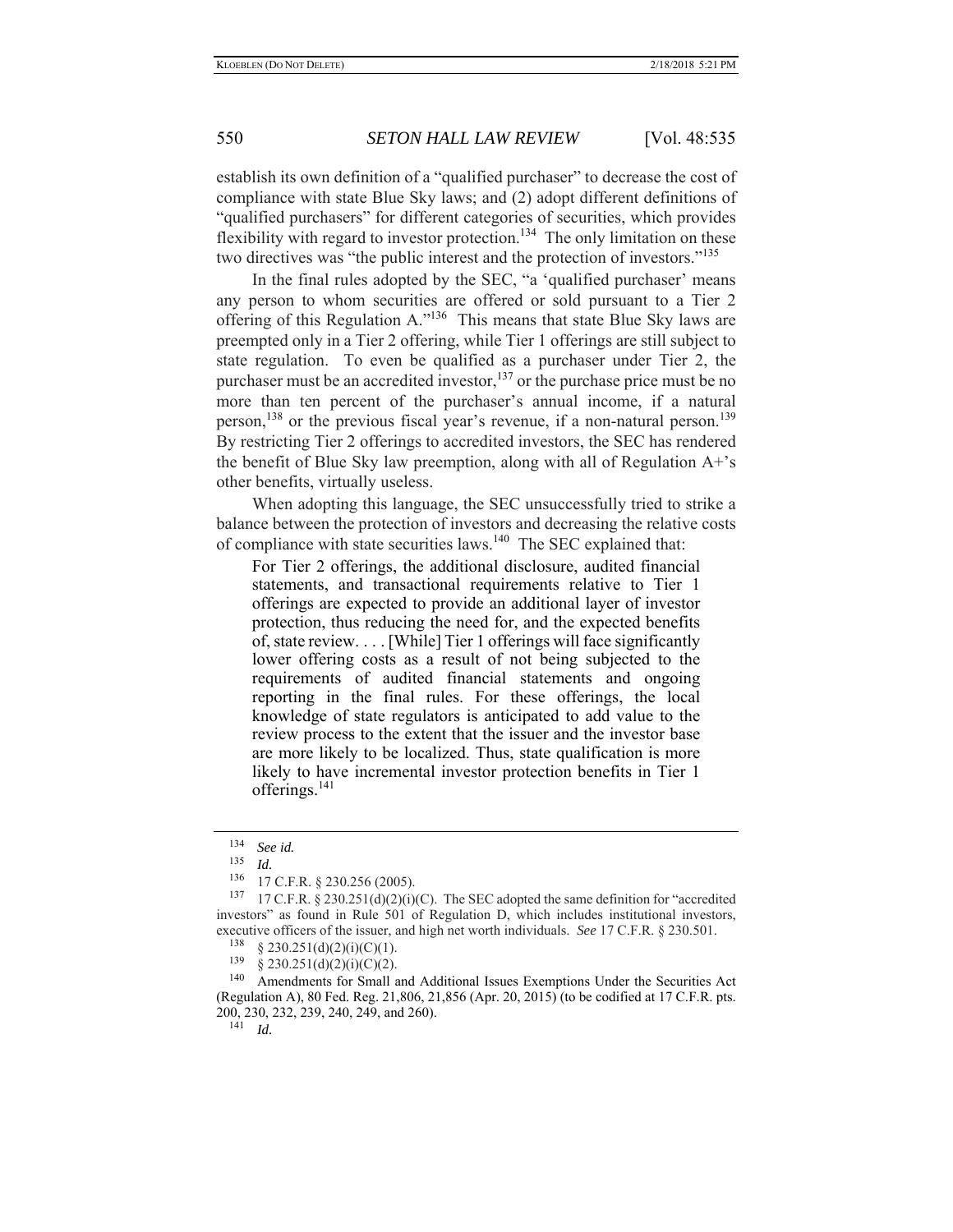establish its own definition of a "qualified purchaser" to decrease the cost of compliance with state Blue Sky laws; and (2) adopt different definitions of "qualified purchasers" for different categories of securities, which provides flexibility with regard to investor protection.[134] The only limitation on these two directives was "the public interest and the protection of investors."[135]

In the final rules adopted by the SEC, "a 'qualified purchaser' means any person to whom securities are offered or sold pursuant to a Tier 2 offering of this Regulation A."[136] This means that state Blue Sky laws are preempted only in a Tier 2 offering, while Tier 1 offerings are still subject to state regulation. To even be qualified as a purchaser under Tier 2, the purchaser must be an accredited investor,[137] or the purchase price must be no more than ten percent of the purchaser's annual income, if a natural person,[138] or the previous fiscal year's revenue, if a non-natural person.[139] By restricting Tier 2 offerings to accredited investors, the SEC has rendered the benefit of Blue Sky law preemption, along with all of Regulation A+'s other benefits, virtually useless.

When adopting this language, the SEC unsuccessfully tried to strike a balance between the protection of investors and decreasing the relative costs of compliance with state securities laws.[140] The SEC explained that:

> For Tier 2 offerings, the additional disclosure, audited financial statements, and transactional requirements relative to Tier 1 offerings are expected to provide an additional layer of investor protection, thus reducing the need for, and the expected benefits of, state review. . . . [While] Tier 1 offerings will face significantly lower offering costs as a result of not being subjected to the requirements of audited financial statements and ongoing reporting in the final rules. For these offerings, the local knowledge of state regulators is anticipated to add value to the review process to the extent that the issuer and the investor base are more likely to be localized. Thus, state qualification is more likely to have incremental investor protection benefits in Tier 1 offerings.[141]

---

[134] *See id.*

[135] *Id.*

[136] 17 C.F.R. § 230.256 (2005).

[137] 17 C.F.R. § 230.251(d)(2)(i)(C). The SEC adopted the same definition for "accredited investors" as found in Rule 501 of Regulation D, which includes institutional investors, executive officers of the issuer, and high net worth individuals. *See* 17 C.F.R. § 230.501.

[138] § 230.251(d)(2)(i)(C)(1).

[139] § 230.251(d)(2)(i)(C)(2).

[140] Amendments for Small and Additional Issues Exemptions Under the Securities Act (Regulation A), 80 Fed. Reg. 21,806, 21,856 (Apr. 20, 2015) (to be codified at 17 C.F.R. pts. 200, 230, 232, 239, 240, 249, and 260).

[141] *Id.*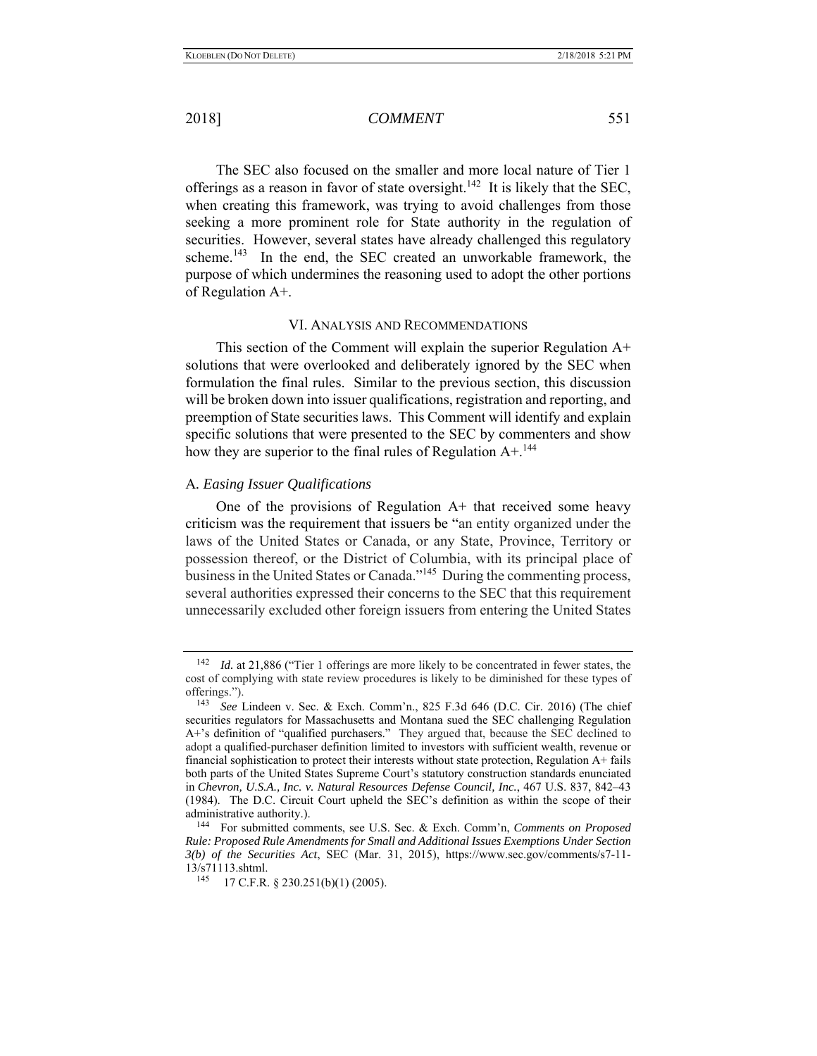The SEC also focused on the smaller and more local nature of Tier 1 offerings as a reason in favor of state oversight.[142] It is likely that the SEC, when creating this framework, was trying to avoid challenges from those seeking a more prominent role for State authority in the regulation of securities. However, several states have already challenged this regulatory scheme.[143] In the end, the SEC created an unworkable framework, the purpose of which undermines the reasoning used to adopt the other portions of Regulation A+.

## VI. Analysis and Recommendations

This section of the Comment will explain the superior Regulation A+ solutions that were overlooked and deliberately ignored by the SEC when formulation the final rules. Similar to the previous section, this discussion will be broken down into issuer qualifications, registration and reporting, and preemption of State securities laws. This Comment will identify and explain specific solutions that were presented to the SEC by commenters and show how they are superior to the final rules of Regulation A+.[144]

### A. *Easing Issuer Qualifications*

One of the provisions of Regulation A+ that received some heavy criticism was the requirement that issuers be "an entity organized under the laws of the United States or Canada, or any State, Province, Territory or possession thereof, or the District of Columbia, with its principal place of business in the United States or Canada."[145] During the commenting process, several authorities expressed their concerns to the SEC that this requirement unnecessarily excluded other foreign issuers from entering the United States

---

[142] *Id.* at 21,886 ("Tier 1 offerings are more likely to be concentrated in fewer states, the cost of complying with state review procedures is likely to be diminished for these types of offerings.").

[143] *See* Lindeen v. Sec. & Exch. Comm'n., 825 F.3d 646 (D.C. Cir. 2016) (The chief securities regulators for Massachusetts and Montana sued the SEC challenging Regulation A+'s definition of "qualified purchasers." They argued that, because the SEC declined to adopt a qualified-purchaser definition limited to investors with sufficient wealth, revenue or financial sophistication to protect their interests without state protection, Regulation A+ fails both parts of the United States Supreme Court's statutory construction standards enunciated in *Chevron, U.S.A., Inc. v. Natural Resources Defense Council, Inc.*, 467 U.S. 837, 842–43 (1984). The D.C. Circuit Court upheld the SEC's definition as within the scope of their administrative authority.).

[144] For submitted comments, see U.S. Sec. & Exch. Comm'n, *Comments on Proposed Rule: Proposed Rule Amendments for Small and Additional Issues Exemptions Under Section 3(b) of the Securities Act*, SEC (Mar. 31, 2015), https://www.sec.gov/comments/s7-11-13/s71113.shtml.

[145] 17 C.F.R. § 230.251(b)(1) (2005).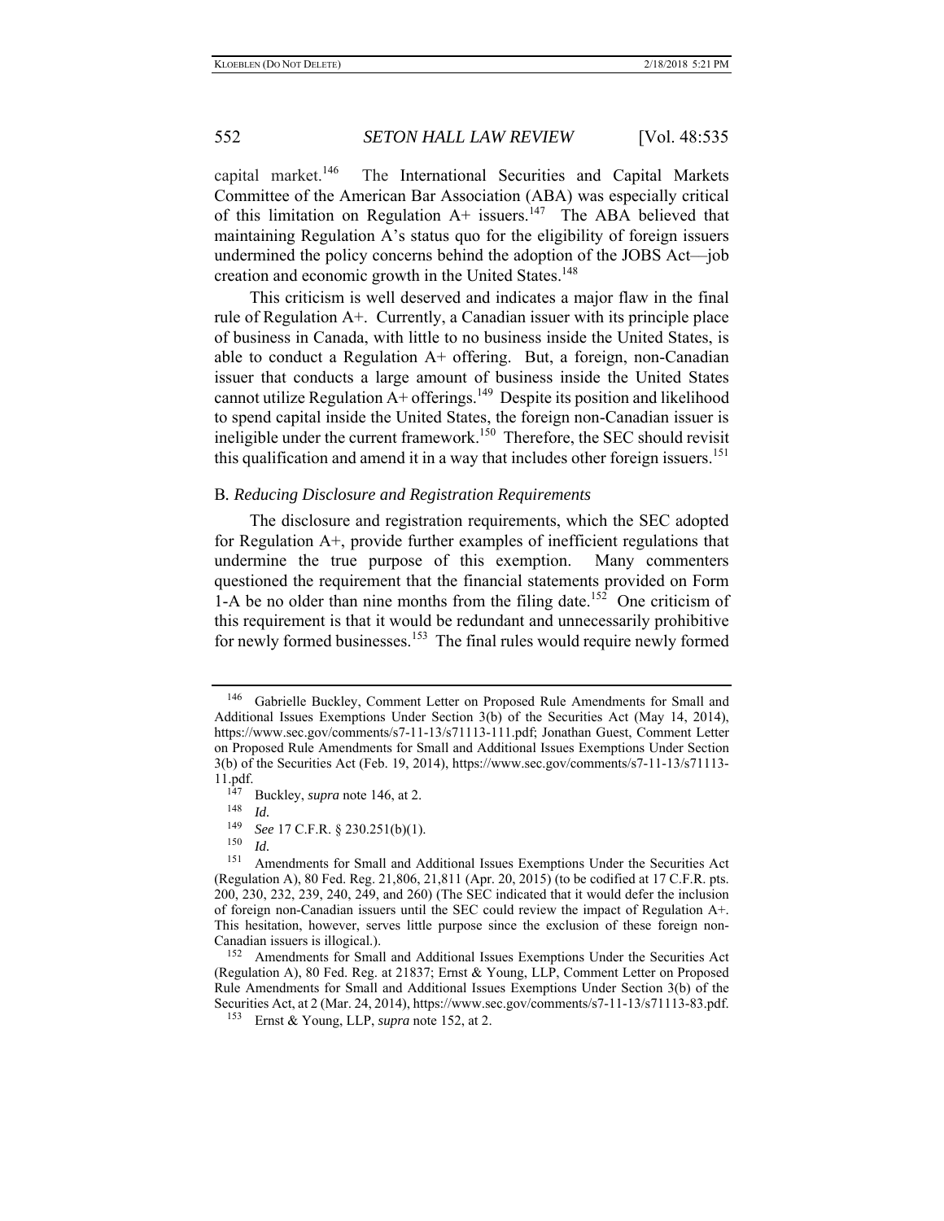capital market.[146] The International Securities and Capital Markets Committee of the American Bar Association (ABA) was especially critical of this limitation on Regulation A+ issuers.[147] The ABA believed that maintaining Regulation A's status quo for the eligibility of foreign issuers undermined the policy concerns behind the adoption of the JOBS Act—job creation and economic growth in the United States.[148]

This criticism is well deserved and indicates a major flaw in the final rule of Regulation A+. Currently, a Canadian issuer with its principle place of business in Canada, with little to no business inside the United States, is able to conduct a Regulation A+ offering. But, a foreign, non-Canadian issuer that conducts a large amount of business inside the United States cannot utilize Regulation A+ offerings.[149] Despite its position and likelihood to spend capital inside the United States, the foreign non-Canadian issuer is ineligible under the current framework.[150] Therefore, the SEC should revisit this qualification and amend it in a way that includes other foreign issuers.[151]

### B. *Reducing Disclosure and Registration Requirements*

The disclosure and registration requirements, which the SEC adopted for Regulation A+, provide further examples of inefficient regulations that undermine the true purpose of this exemption. Many commenters questioned the requirement that the financial statements provided on Form 1-A be no older than nine months from the filing date.[152] One criticism of this requirement is that it would be redundant and unnecessarily prohibitive for newly formed businesses.[153] The final rules would require newly formed

---

[146] Gabrielle Buckley, Comment Letter on Proposed Rule Amendments for Small and Additional Issues Exemptions Under Section 3(b) of the Securities Act (May 14, 2014), https://www.sec.gov/comments/s7-11-13/s71113-111.pdf; Jonathan Guest, Comment Letter on Proposed Rule Amendments for Small and Additional Issues Exemptions Under Section 3(b) of the Securities Act (Feb. 19, 2014), https://www.sec.gov/comments/s7-11-13/s71113-11.pdf.

[147] Buckley, *supra* note 146, at 2.

[148] *Id.*

[149] *See* 17 C.F.R. § 230.251(b)(1).

[150] *Id.*

[151] Amendments for Small and Additional Issues Exemptions Under the Securities Act (Regulation A), 80 Fed. Reg. 21,806, 21,811 (Apr. 20, 2015) (to be codified at 17 C.F.R. pts. 200, 230, 232, 239, 240, 249, and 260) (The SEC indicated that it would defer the inclusion of foreign non-Canadian issuers until the SEC could review the impact of Regulation A+. This hesitation, however, serves little purpose since the exclusion of these foreign non-Canadian issuers is illogical.).

[152] Amendments for Small and Additional Issues Exemptions Under the Securities Act (Regulation A), 80 Fed. Reg. at 21837; Ernst & Young, LLP, Comment Letter on Proposed Rule Amendments for Small and Additional Issues Exemptions Under Section 3(b) of the Securities Act, at 2 (Mar. 24, 2014), https://www.sec.gov/comments/s7-11-13/s71113-83.pdf.

[153] Ernst & Young, LLP, *supra* note 152, at 2.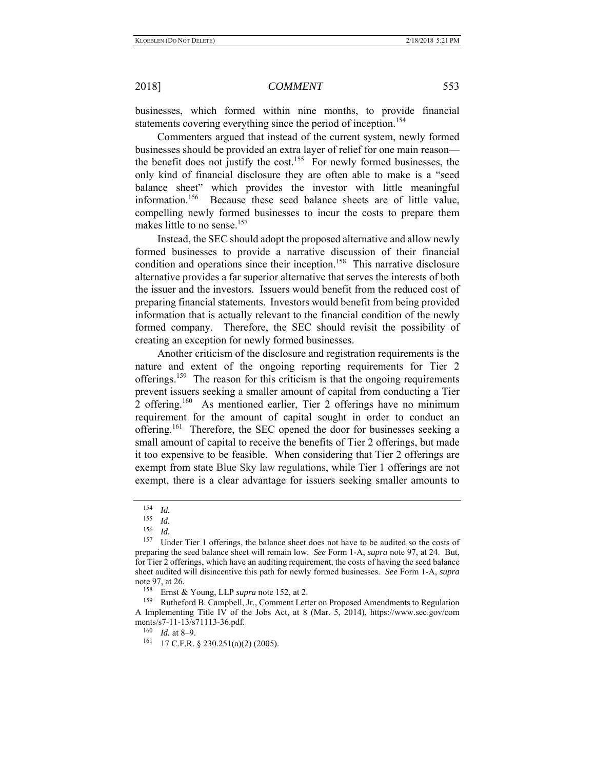businesses, which formed within nine months, to provide financial statements covering everything since the period of inception.[154]

Commenters argued that instead of the current system, newly formed businesses should be provided an extra layer of relief for one main reason—the benefit does not justify the cost.[155] For newly formed businesses, the only kind of financial disclosure they are often able to make is a "seed balance sheet" which provides the investor with little meaningful information.[156] Because these seed balance sheets are of little value, compelling newly formed businesses to incur the costs to prepare them makes little to no sense.[157]

Instead, the SEC should adopt the proposed alternative and allow newly formed businesses to provide a narrative discussion of their financial condition and operations since their inception.[158] This narrative disclosure alternative provides a far superior alternative that serves the interests of both the issuer and the investors. Issuers would benefit from the reduced cost of preparing financial statements. Investors would benefit from being provided information that is actually relevant to the financial condition of the newly formed company. Therefore, the SEC should revisit the possibility of creating an exception for newly formed businesses.

Another criticism of the disclosure and registration requirements is the nature and extent of the ongoing reporting requirements for Tier 2 offerings.[159] The reason for this criticism is that the ongoing requirements prevent issuers seeking a smaller amount of capital from conducting a Tier 2 offering.[160] As mentioned earlier, Tier 2 offerings have no minimum requirement for the amount of capital sought in order to conduct an offering.[161] Therefore, the SEC opened the door for businesses seeking a small amount of capital to receive the benefits of Tier 2 offerings, but made it too expensive to be feasible. When considering that Tier 2 offerings are exempt from state Blue Sky law regulations, while Tier 1 offerings are not exempt, there is a clear advantage for issuers seeking smaller amounts to

---

[154] *Id.*

[155] *Id.*

[156] *Id.*

[157] Under Tier 1 offerings, the balance sheet does not have to be audited so the costs of preparing the seed balance sheet will remain low. *See* Form 1-A, *supra* note 97, at 24. But, for Tier 2 offerings, which have an auditing requirement, the costs of having the seed balance sheet audited will disincentive this path for newly formed businesses. *See* Form 1-A, *supra* note 97, at 26.

[158] Ernst & Young, LLP *supra* note 152, at 2.

[159] Rutheford B. Campbell, Jr., Comment Letter on Proposed Amendments to Regulation A Implementing Title IV of the Jobs Act, at 8 (Mar. 5, 2014), https://www.sec.gov/comments/s7-11-13/s71113-36.pdf.

[160] *Id.* at 8–9.

[161] 17 C.F.R. § 230.251(a)(2) (2005).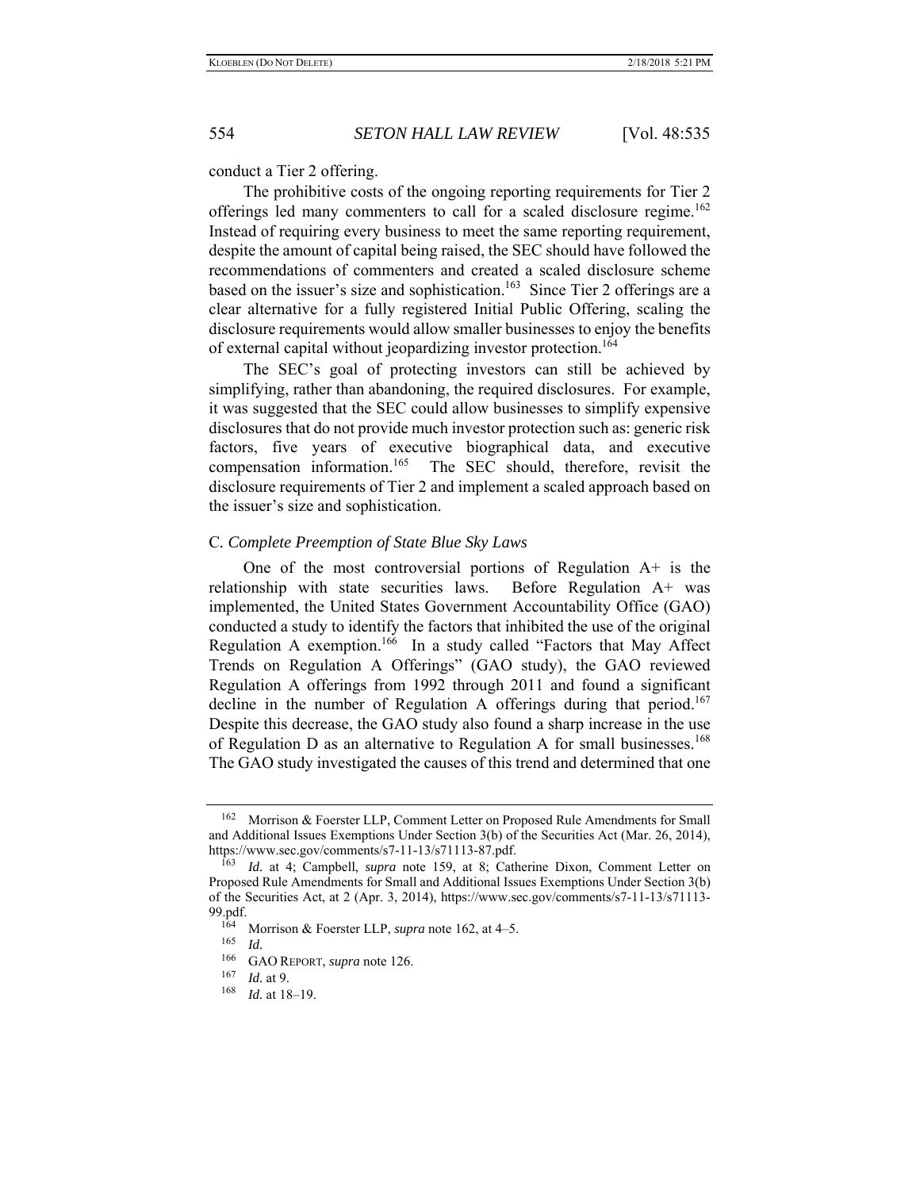conduct a Tier 2 offering.

The prohibitive costs of the ongoing reporting requirements for Tier 2 offerings led many commenters to call for a scaled disclosure regime.[162] Instead of requiring every business to meet the same reporting requirement, despite the amount of capital being raised, the SEC should have followed the recommendations of commenters and created a scaled disclosure scheme based on the issuer's size and sophistication.[163] Since Tier 2 offerings are a clear alternative for a fully registered Initial Public Offering, scaling the disclosure requirements would allow smaller businesses to enjoy the benefits of external capital without jeopardizing investor protection.[164]

The SEC's goal of protecting investors can still be achieved by simplifying, rather than abandoning, the required disclosures. For example, it was suggested that the SEC could allow businesses to simplify expensive disclosures that do not provide much investor protection such as: generic risk factors, five years of executive biographical data, and executive compensation information.[165] The SEC should, therefore, revisit the disclosure requirements of Tier 2 and implement a scaled approach based on the issuer's size and sophistication.

### C. *Complete Preemption of State Blue Sky Laws*

One of the most controversial portions of Regulation A+ is the relationship with state securities laws. Before Regulation A+ was implemented, the United States Government Accountability Office (GAO) conducted a study to identify the factors that inhibited the use of the original Regulation A exemption.[166] In a study called "Factors that May Affect Trends on Regulation A Offerings" (GAO study), the GAO reviewed Regulation A offerings from 1992 through 2011 and found a significant decline in the number of Regulation A offerings during that period.[167] Despite this decrease, the GAO study also found a sharp increase in the use of Regulation D as an alternative to Regulation A for small businesses.[168] The GAO study investigated the causes of this trend and determined that one

---

[162] Morrison & Foerster LLP, Comment Letter on Proposed Rule Amendments for Small and Additional Issues Exemptions Under Section 3(b) of the Securities Act (Mar. 26, 2014), https://www.sec.gov/comments/s7-11-13/s71113-87.pdf.

[163] *Id.* at 4; Campbell, *supra* note 159, at 8; Catherine Dixon, Comment Letter on Proposed Rule Amendments for Small and Additional Issues Exemptions Under Section 3(b) of the Securities Act, at 2 (Apr. 3, 2014), https://www.sec.gov/comments/s7-11-13/s71113-99.pdf.

[164] Morrison & Foerster LLP, *supra* note 162, at 4–5.

[165] *Id.*

[166] GAO REPORT, *supra* note 126.

[167] *Id.* at 9.

[168] *Id.* at 18–19.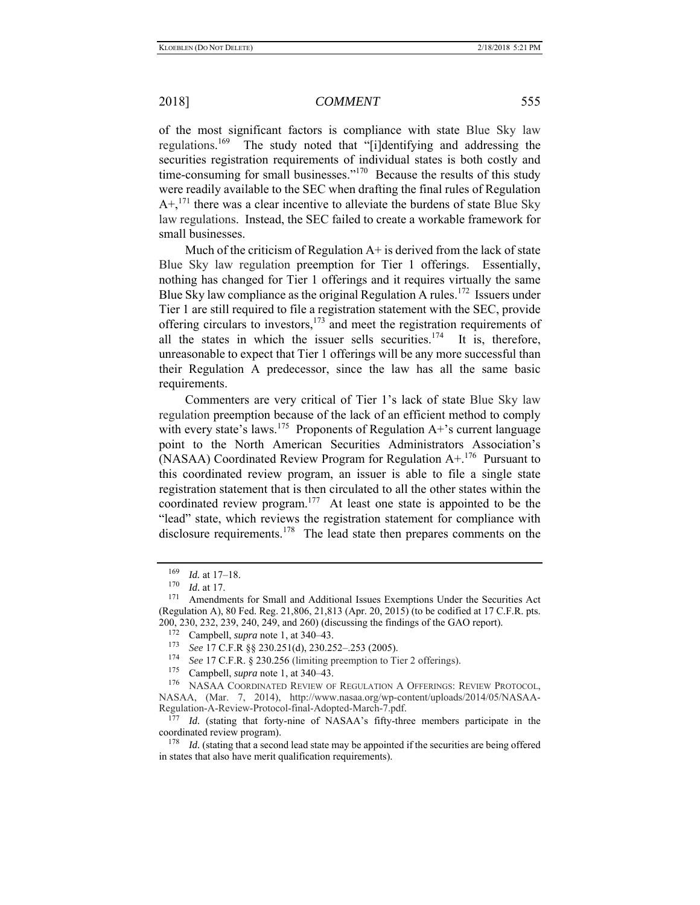of the most significant factors is compliance with state Blue Sky law regulations.[169] The study noted that "[i]dentifying and addressing the securities registration requirements of individual states is both costly and time-consuming for small businesses."[170] Because the results of this study were readily available to the SEC when drafting the final rules of Regulation A+,[171] there was a clear incentive to alleviate the burdens of state Blue Sky law regulations. Instead, the SEC failed to create a workable framework for small businesses.

Much of the criticism of Regulation A+ is derived from the lack of state Blue Sky law regulation preemption for Tier 1 offerings. Essentially, nothing has changed for Tier 1 offerings and it requires virtually the same Blue Sky law compliance as the original Regulation A rules.[172] Issuers under Tier 1 are still required to file a registration statement with the SEC, provide offering circulars to investors,[173] and meet the registration requirements of all the states in which the issuer sells securities.[174] It is, therefore, unreasonable to expect that Tier 1 offerings will be any more successful than their Regulation A predecessor, since the law has all the same basic requirements.

Commenters are very critical of Tier 1's lack of state Blue Sky law regulation preemption because of the lack of an efficient method to comply with every state's laws.[175] Proponents of Regulation A+'s current language point to the North American Securities Administrators Association's (NASAA) Coordinated Review Program for Regulation A+.[176] Pursuant to this coordinated review program, an issuer is able to file a single state registration statement that is then circulated to all the other states within the coordinated review program.[177] At least one state is appointed to be the "lead" state, which reviews the registration statement for compliance with disclosure requirements.[178] The lead state then prepares comments on the

---

[169] *Id.* at 17–18.

[170] *Id.* at 17.

[171] Amendments for Small and Additional Issues Exemptions Under the Securities Act (Regulation A), 80 Fed. Reg. 21,806, 21,813 (Apr. 20, 2015) (to be codified at 17 C.F.R. pts. 200, 230, 232, 239, 240, 249, and 260) (discussing the findings of the GAO report).

[172] Campbell, *supra* note 1, at 340–43.

[173] *See* 17 C.F.R §§ 230.251(d), 230.252–.253 (2005).

[174] *See* 17 C.F.R. § 230.256 (limiting preemption to Tier 2 offerings).

[175] Campbell, *supra* note 1, at 340–43.

[176] NASAA COORDINATED REVIEW OF REGULATION A OFFERINGS: REVIEW PROTOCOL, NASAA, (Mar. 7, 2014), http://www.nasaa.org/wp-content/uploads/2014/05/NASAA-Regulation-A-Review-Protocol-final-Adopted-March-7.pdf.

[177] *Id.* (stating that forty-nine of NASAA's fifty-three members participate in the coordinated review program).

[178] *Id.* (stating that a second lead state may be appointed if the securities are being offered in states that also have merit qualification requirements).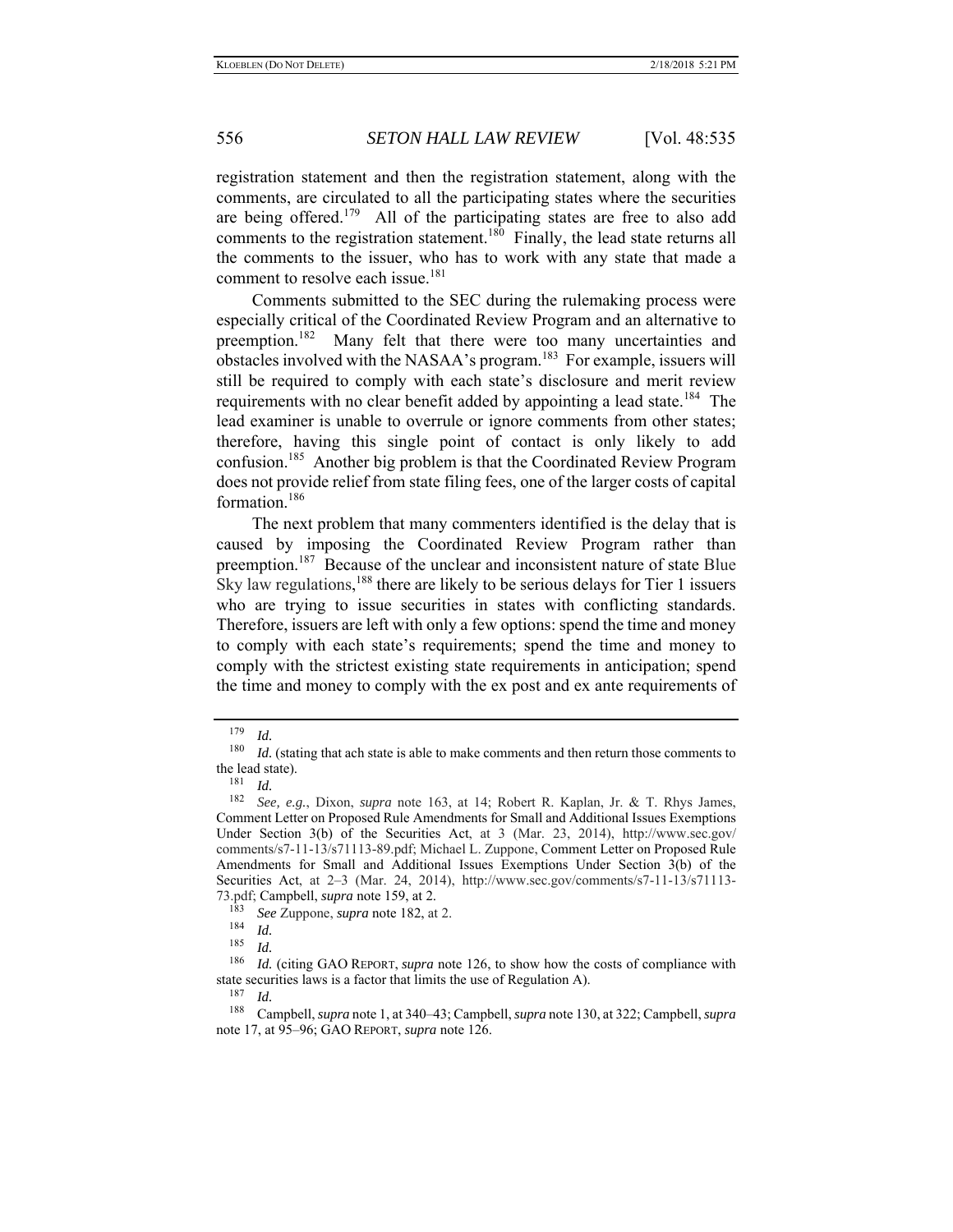registration statement and then the registration statement, along with the comments, are circulated to all the participating states where the securities are being offered.[179] All of the participating states are free to also add comments to the registration statement.[180] Finally, the lead state returns all the comments to the issuer, who has to work with any state that made a comment to resolve each issue.[181]

Comments submitted to the SEC during the rulemaking process were especially critical of the Coordinated Review Program and an alternative to preemption.[182] Many felt that there were too many uncertainties and obstacles involved with the NASAA's program.[183] For example, issuers will still be required to comply with each state's disclosure and merit review requirements with no clear benefit added by appointing a lead state.[184] The lead examiner is unable to overrule or ignore comments from other states; therefore, having this single point of contact is only likely to add confusion.[185] Another big problem is that the Coordinated Review Program does not provide relief from state filing fees, one of the larger costs of capital formation.[186]

The next problem that many commenters identified is the delay that is caused by imposing the Coordinated Review Program rather than preemption.[187] Because of the unclear and inconsistent nature of state Blue Sky law regulations,[188] there are likely to be serious delays for Tier 1 issuers who are trying to issue securities in states with conflicting standards. Therefore, issuers are left with only a few options: spend the time and money to comply with each state's requirements; spend the time and money to comply with the strictest existing state requirements in anticipation; spend the time and money to comply with the ex post and ex ante requirements of

---

[179] *Id.*

[180] *Id.* (stating that ach state is able to make comments and then return those comments to the lead state).

[181] *Id.*

[182] *See, e.g.*, Dixon, *supra* note 163, at 14; Robert R. Kaplan, Jr. & T. Rhys James, Comment Letter on Proposed Rule Amendments for Small and Additional Issues Exemptions Under Section 3(b) of the Securities Act, at 3 (Mar. 23, 2014), http://www.sec.gov/comments/s7-11-13/s71113-89.pdf; Michael L. Zuppone, Comment Letter on Proposed Rule Amendments for Small and Additional Issues Exemptions Under Section 3(b) of the Securities Act, at 2–3 (Mar. 24, 2014), http://www.sec.gov/comments/s7-11-13/s71113-73.pdf; Campbell, *supra* note 159, at 2.

[183] *See* Zuppone, *supra* note 182, at 2.

[184] *Id.*

[185] *Id.*

[186] *Id.* (citing GAO REPORT, *supra* note 126, to show how the costs of compliance with state securities laws is a factor that limits the use of Regulation A).

[187] *Id.*

[188] Campbell, *supra* note 1, at 340–43; Campbell, *supra* note 130, at 322; Campbell, *supra* note 17, at 95–96; GAO REPORT, *supra* note 126.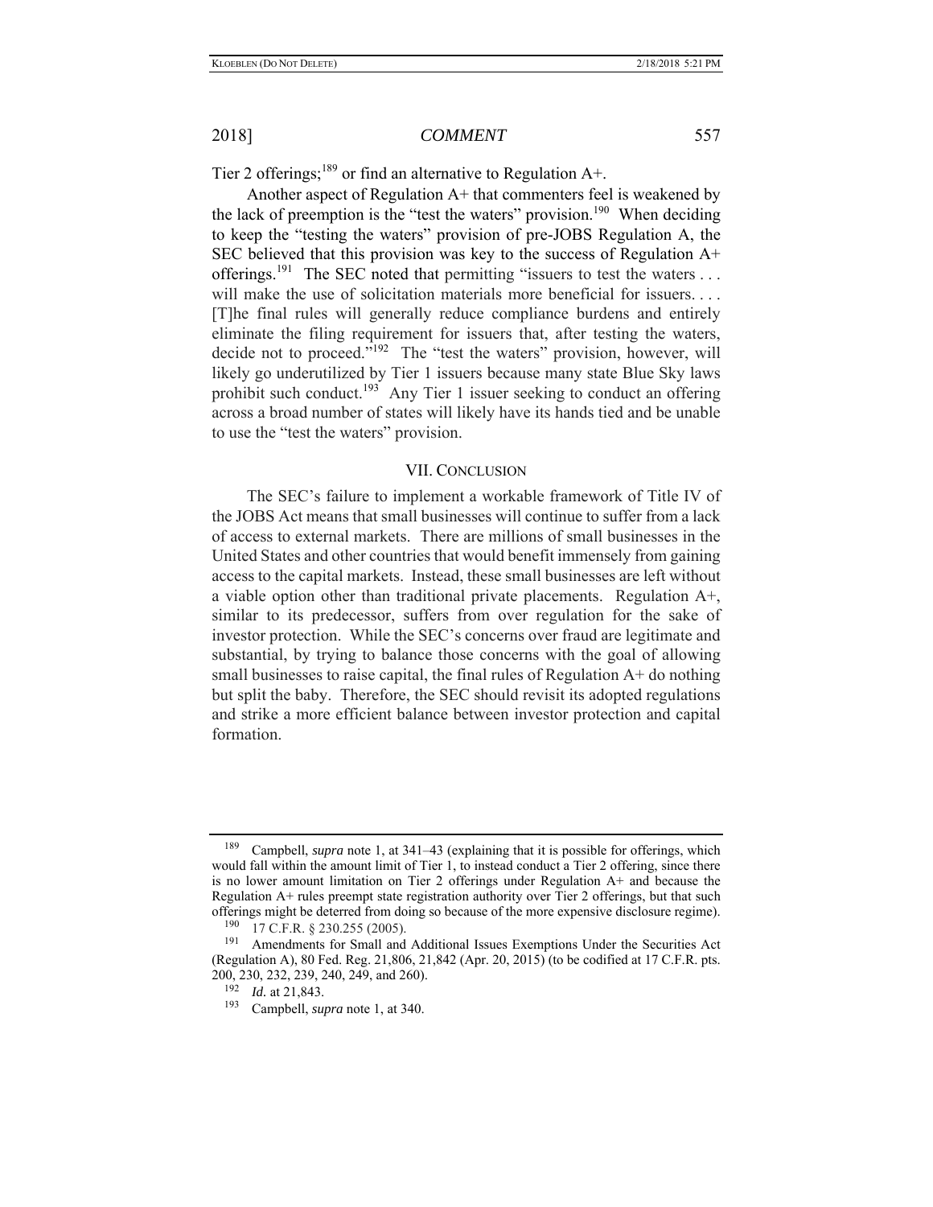Tier 2 offerings;[189] or find an alternative to Regulation A+.

Another aspect of Regulation A+ that commenters feel is weakened by the lack of preemption is the "test the waters" provision.[190] When deciding to keep the "testing the waters" provision of pre-JOBS Regulation A, the SEC believed that this provision was key to the success of Regulation A+ offerings.[191] The SEC noted that permitting "issuers to test the waters . . . will make the use of solicitation materials more beneficial for issuers. . . . [T]he final rules will generally reduce compliance burdens and entirely eliminate the filing requirement for issuers that, after testing the waters, decide not to proceed."[192] The "test the waters" provision, however, will likely go underutilized by Tier 1 issuers because many state Blue Sky laws prohibit such conduct.[193] Any Tier 1 issuer seeking to conduct an offering across a broad number of states will likely have its hands tied and be unable to use the "test the waters" provision.

## VII. CONCLUSION

The SEC's failure to implement a workable framework of Title IV of the JOBS Act means that small businesses will continue to suffer from a lack of access to external markets. There are millions of small businesses in the United States and other countries that would benefit immensely from gaining access to the capital markets. Instead, these small businesses are left without a viable option other than traditional private placements. Regulation A+, similar to its predecessor, suffers from over regulation for the sake of investor protection. While the SEC's concerns over fraud are legitimate and substantial, by trying to balance those concerns with the goal of allowing small businesses to raise capital, the final rules of Regulation A+ do nothing but split the baby. Therefore, the SEC should revisit its adopted regulations and strike a more efficient balance between investor protection and capital formation.

---

[189] Campbell, *supra* note 1, at 341–43 (explaining that it is possible for offerings, which would fall within the amount limit of Tier 1, to instead conduct a Tier 2 offering, since there is no lower amount limitation on Tier 2 offerings under Regulation A+ and because the Regulation A+ rules preempt state registration authority over Tier 2 offerings, but that such offerings might be deterred from doing so because of the more expensive disclosure regime).

[190] 17 C.F.R. § 230.255 (2005).

[191] Amendments for Small and Additional Issues Exemptions Under the Securities Act (Regulation A), 80 Fed. Reg. 21,806, 21,842 (Apr. 20, 2015) (to be codified at 17 C.F.R. pts. 200, 230, 232, 239, 240, 249, and 260).

[192] *Id.* at 21,843.

[193] Campbell, *supra* note 1, at 340.